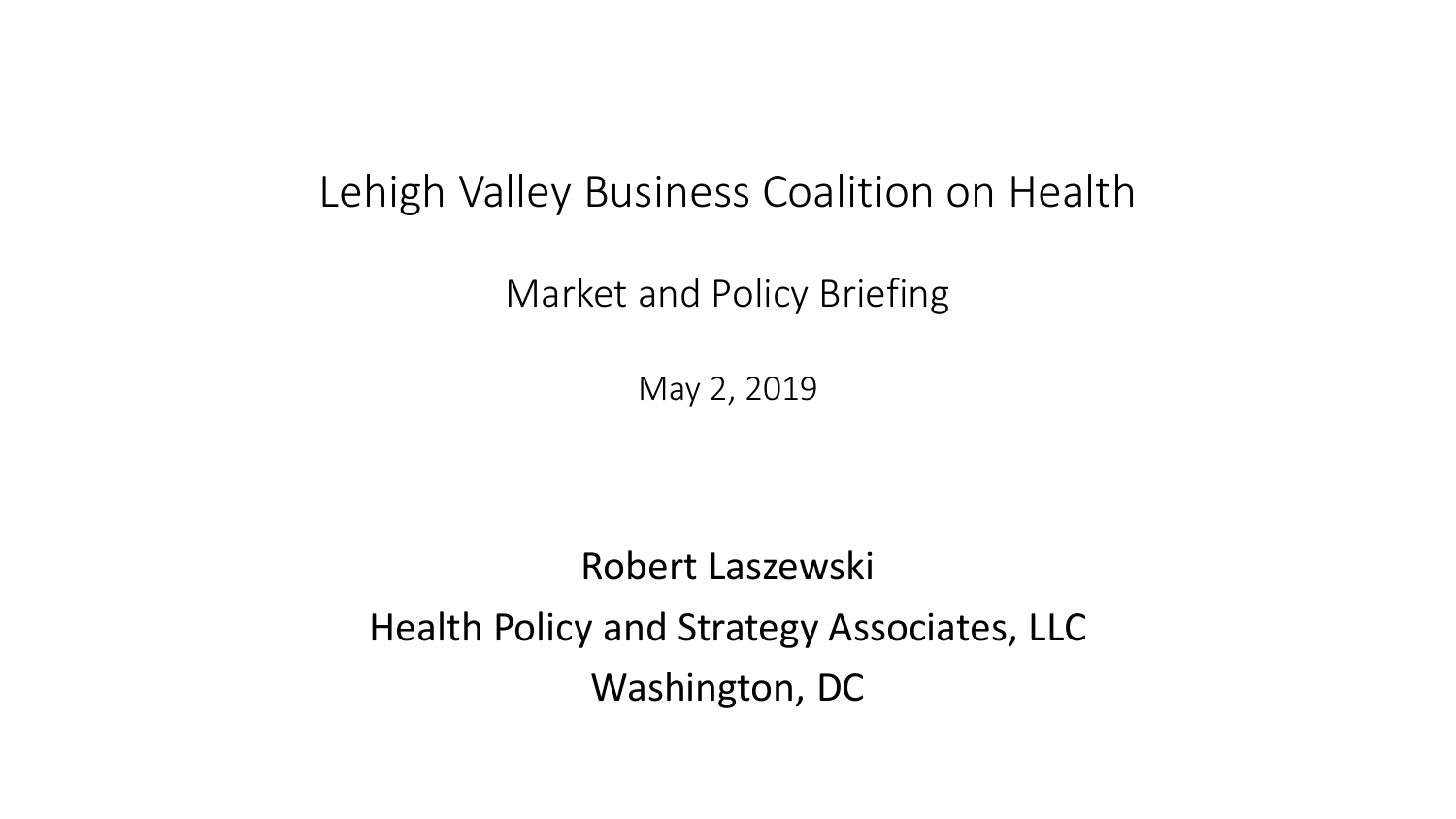# Lehigh Valley Business Coalition on Health

## Market and Policy Briefing

May 2, 2019

Robert Laszewski

Health Policy and Strategy Associates, LLC

Washington, DC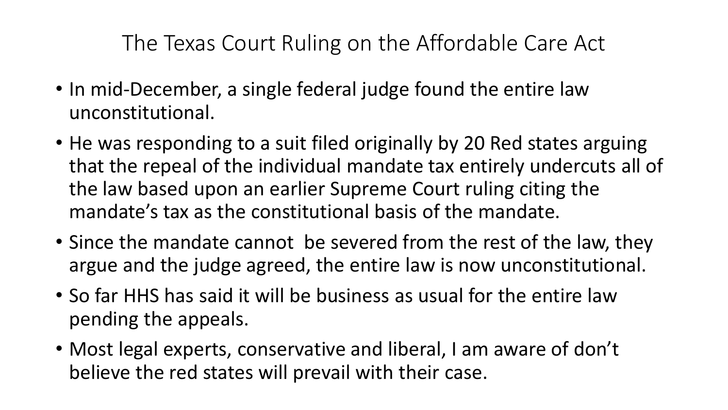# The Texas Court Ruling on the Affordable Care Act

- In mid-December, a single federal judge found the entire law unconstitutional.
- He was responding to a suit filed originally by 20 Red states arguing that the repeal of the individual mandate tax entirely undercuts all of the law based upon an earlier Supreme Court ruling citing the mandate's tax as the constitutional basis of the mandate.
- Since the mandate cannot be severed from the rest of the law, they argue and the judge agreed, the entire law is now unconstitutional.
- So far HHS has said it will be business as usual for the entire law pending the appeals.
- Most legal experts, conservative and liberal, I am aware of don't believe the red states will prevail with their case.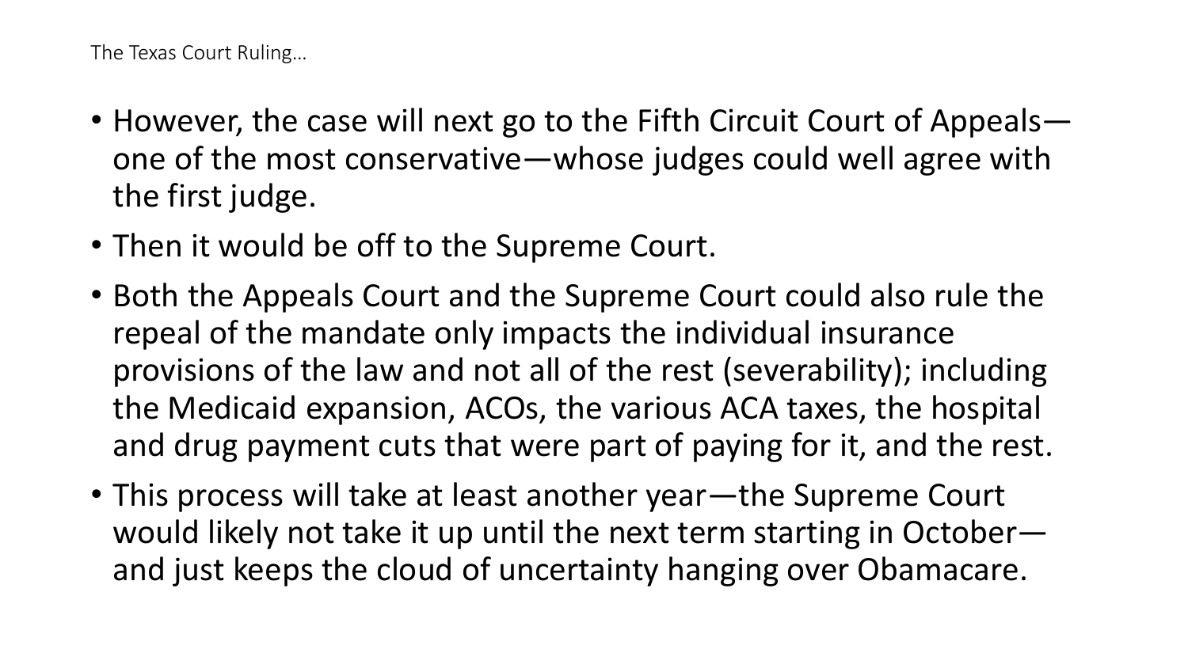The Texas Court Ruling…

- However, the case will next go to the Fifth Circuit Court of Appeals—one of the most conservative—whose judges could well agree with the first judge.
- Then it would be off to the Supreme Court.
- Both the Appeals Court and the Supreme Court could also rule the repeal of the mandate only impacts the individual insurance provisions of the law and not all of the rest (severability); including the Medicaid expansion, ACOs, the various ACA taxes, the hospital and drug payment cuts that were part of paying for it, and the rest.
- This process will take at least another year—the Supreme Court would likely not take it up until the next term starting in October—and just keeps the cloud of uncertainty hanging over Obamacare.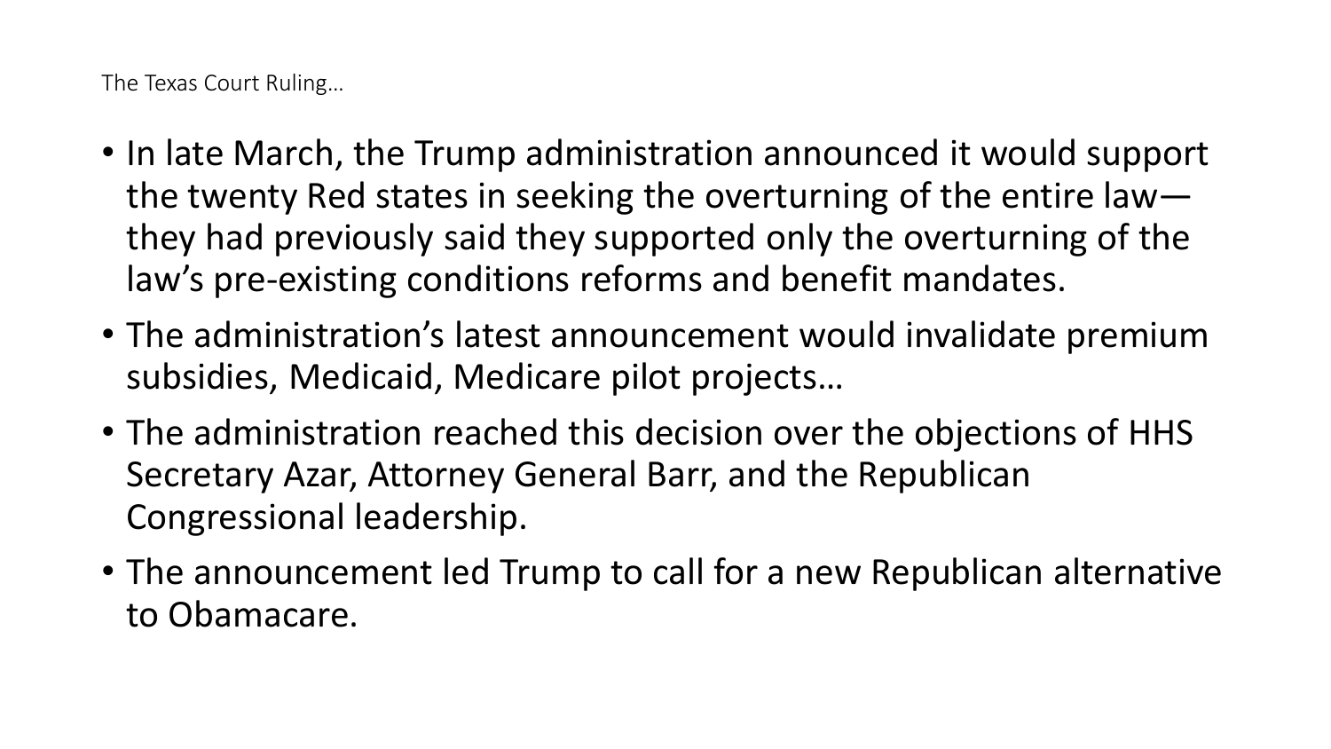The Texas Court Ruling…

- In late March, the Trump administration announced it would support the twenty Red states in seeking the overturning of the entire law—they had previously said they supported only the overturning of the law's pre-existing conditions reforms and benefit mandates.
- The administration's latest announcement would invalidate premium subsidies, Medicaid, Medicare pilot projects…
- The administration reached this decision over the objections of HHS Secretary Azar, Attorney General Barr, and the Republican Congressional leadership.
- The announcement led Trump to call for a new Republican alternative to Obamacare.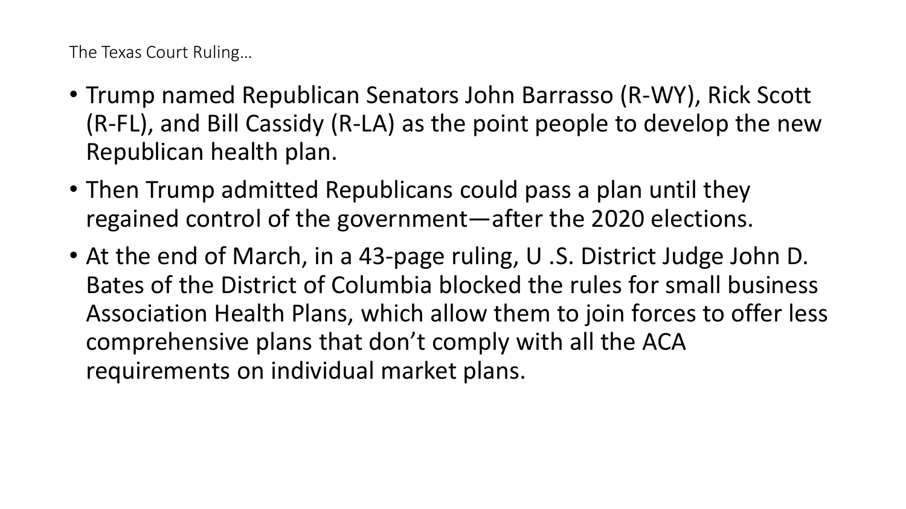The Texas Court Ruling…

- Trump named Republican Senators John Barrasso (R-WY), Rick Scott (R-FL), and Bill Cassidy (R-LA) as the point people to develop the new Republican health plan.
- Then Trump admitted Republicans could pass a plan until they regained control of the government—after the 2020 elections.
- At the end of March, in a 43-page ruling, U .S. District Judge John D. Bates of the District of Columbia blocked the rules for small business Association Health Plans, which allow them to join forces to offer less comprehensive plans that don’t comply with all the ACA requirements on individual market plans.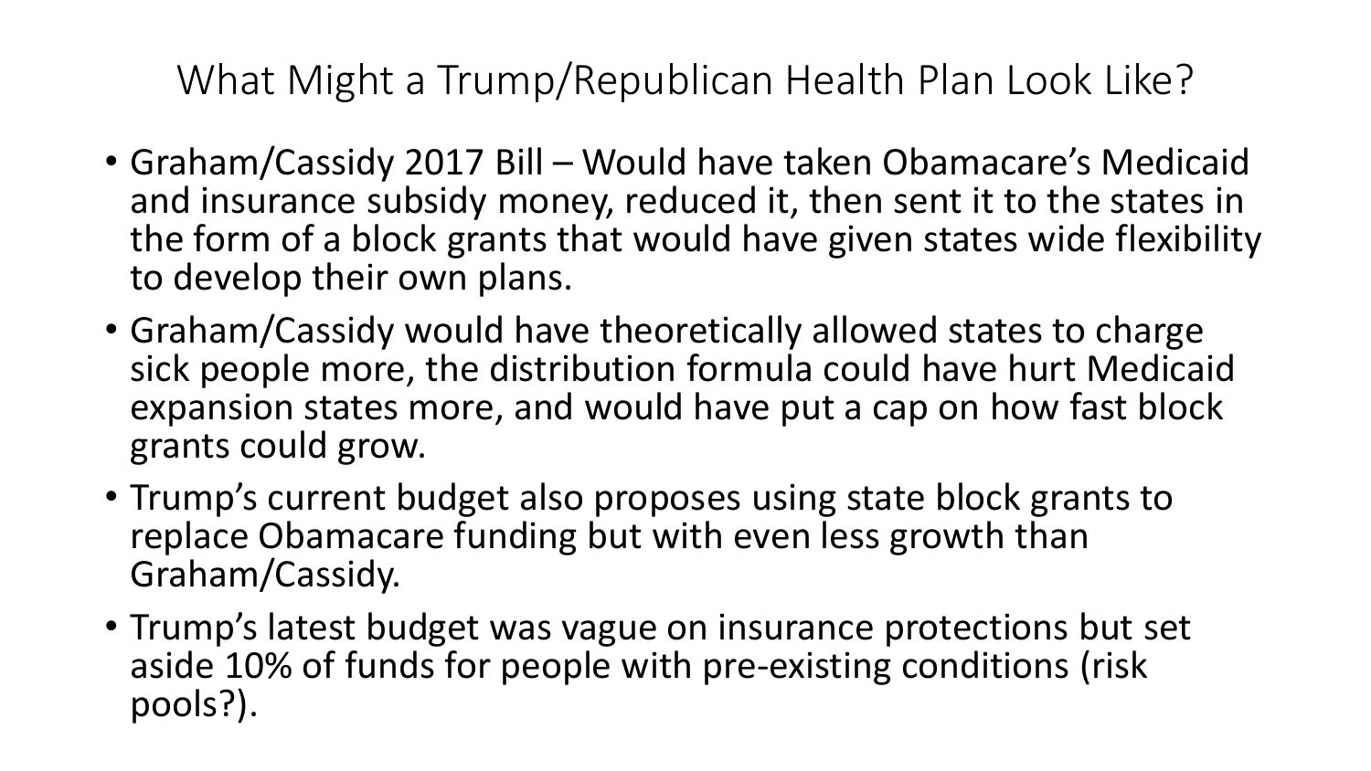# What Might a Trump/Republican Health Plan Look Like?

- Graham/Cassidy 2017 Bill – Would have taken Obamacare's Medicaid and insurance subsidy money, reduced it, then sent it to the states in the form of a block grants that would have given states wide flexibility to develop their own plans.
- Graham/Cassidy would have theoretically allowed states to charge sick people more, the distribution formula could have hurt Medicaid expansion states more, and would have put a cap on how fast block grants could grow.
- Trump's current budget also proposes using state block grants to replace Obamacare funding but with even less growth than Graham/Cassidy.
- Trump's latest budget was vague on insurance protections but set aside 10% of funds for people with pre-existing conditions (risk pools?).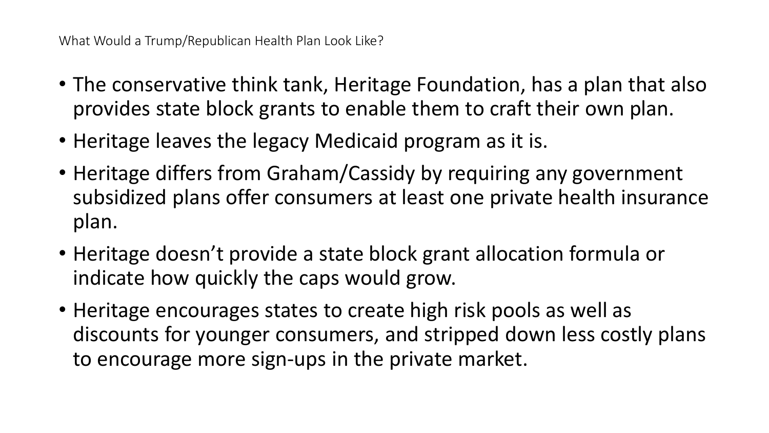What Would a Trump/Republican Health Plan Look Like?

- The conservative think tank, Heritage Foundation, has a plan that also provides state block grants to enable them to craft their own plan.
- Heritage leaves the legacy Medicaid program as it is.
- Heritage differs from Graham/Cassidy by requiring any government subsidized plans offer consumers at least one private health insurance plan.
- Heritage doesn't provide a state block grant allocation formula or indicate how quickly the caps would grow.
- Heritage encourages states to create high risk pools as well as discounts for younger consumers, and stripped down less costly plans to encourage more sign-ups in the private market.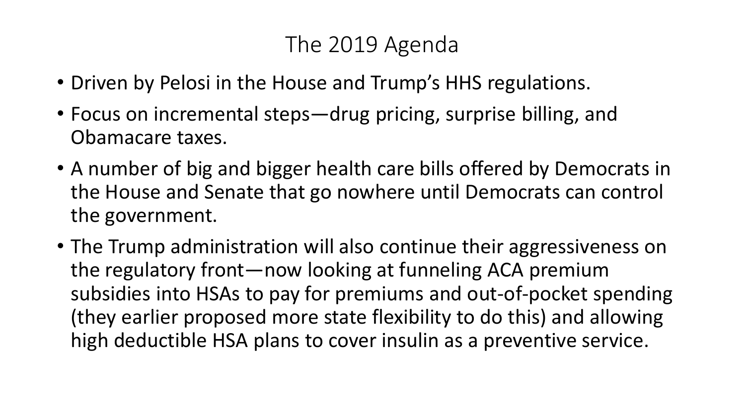# The 2019 Agenda

- Driven by Pelosi in the House and Trump's HHS regulations.
- Focus on incremental steps—drug pricing, surprise billing, and Obamacare taxes.
- A number of big and bigger health care bills offered by Democrats in the House and Senate that go nowhere until Democrats can control the government.
- The Trump administration will also continue their aggressiveness on the regulatory front—now looking at funneling ACA premium subsidies into HSAs to pay for premiums and out-of-pocket spending (they earlier proposed more state flexibility to do this) and allowing high deductible HSA plans to cover insulin as a preventive service.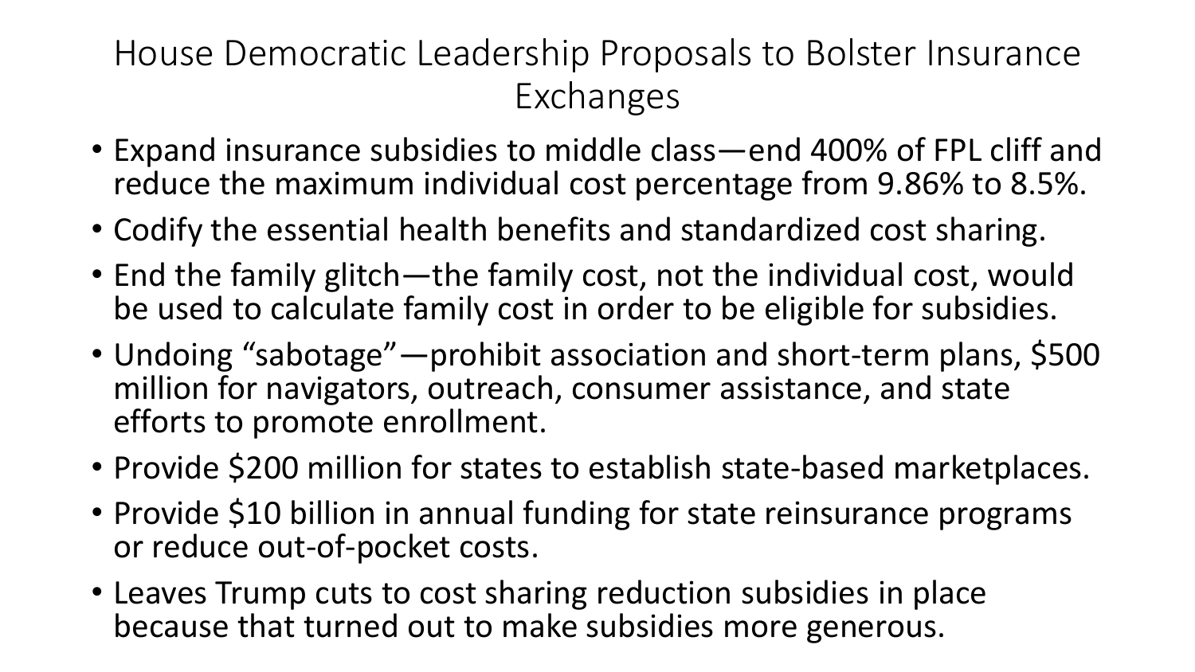# House Democratic Leadership Proposals to Bolster Insurance Exchanges

- Expand insurance subsidies to middle class—end 400% of FPL cliff and reduce the maximum individual cost percentage from 9.86% to 8.5%.
- Codify the essential health benefits and standardized cost sharing.
- End the family glitch—the family cost, not the individual cost, would be used to calculate family cost in order to be eligible for subsidies.
- Undoing "sabotage"—prohibit association and short-term plans, $500 million for navigators, outreach, consumer assistance, and state efforts to promote enrollment.
- Provide $200 million for states to establish state-based marketplaces.
- Provide $10 billion in annual funding for state reinsurance programs or reduce out-of-pocket costs.
- Leaves Trump cuts to cost sharing reduction subsidies in place because that turned out to make subsidies more generous.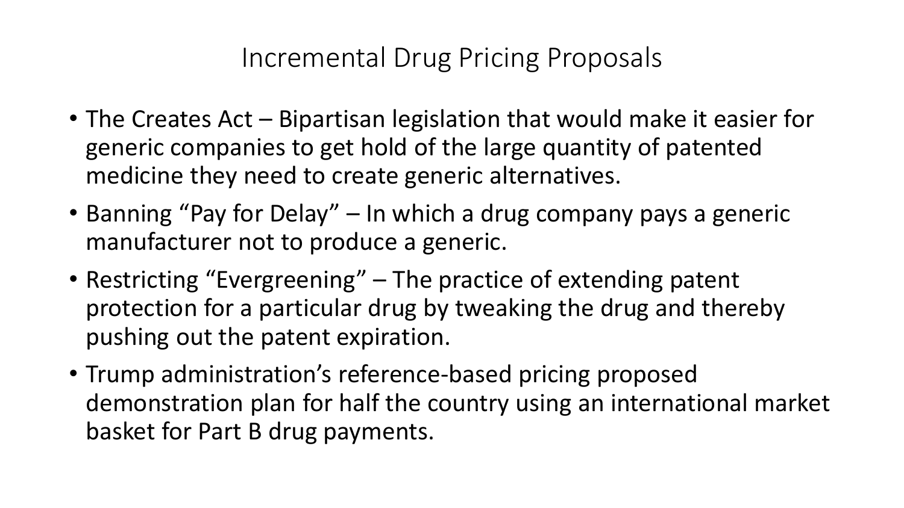# Incremental Drug Pricing Proposals

- The Creates Act – Bipartisan legislation that would make it easier for generic companies to get hold of the large quantity of patented medicine they need to create generic alternatives.
- Banning "Pay for Delay" – In which a drug company pays a generic manufacturer not to produce a generic.
- Restricting "Evergreening" – The practice of extending patent protection for a particular drug by tweaking the drug and thereby pushing out the patent expiration.
- Trump administration's reference-based pricing proposed demonstration plan for half the country using an international market basket for Part B drug payments.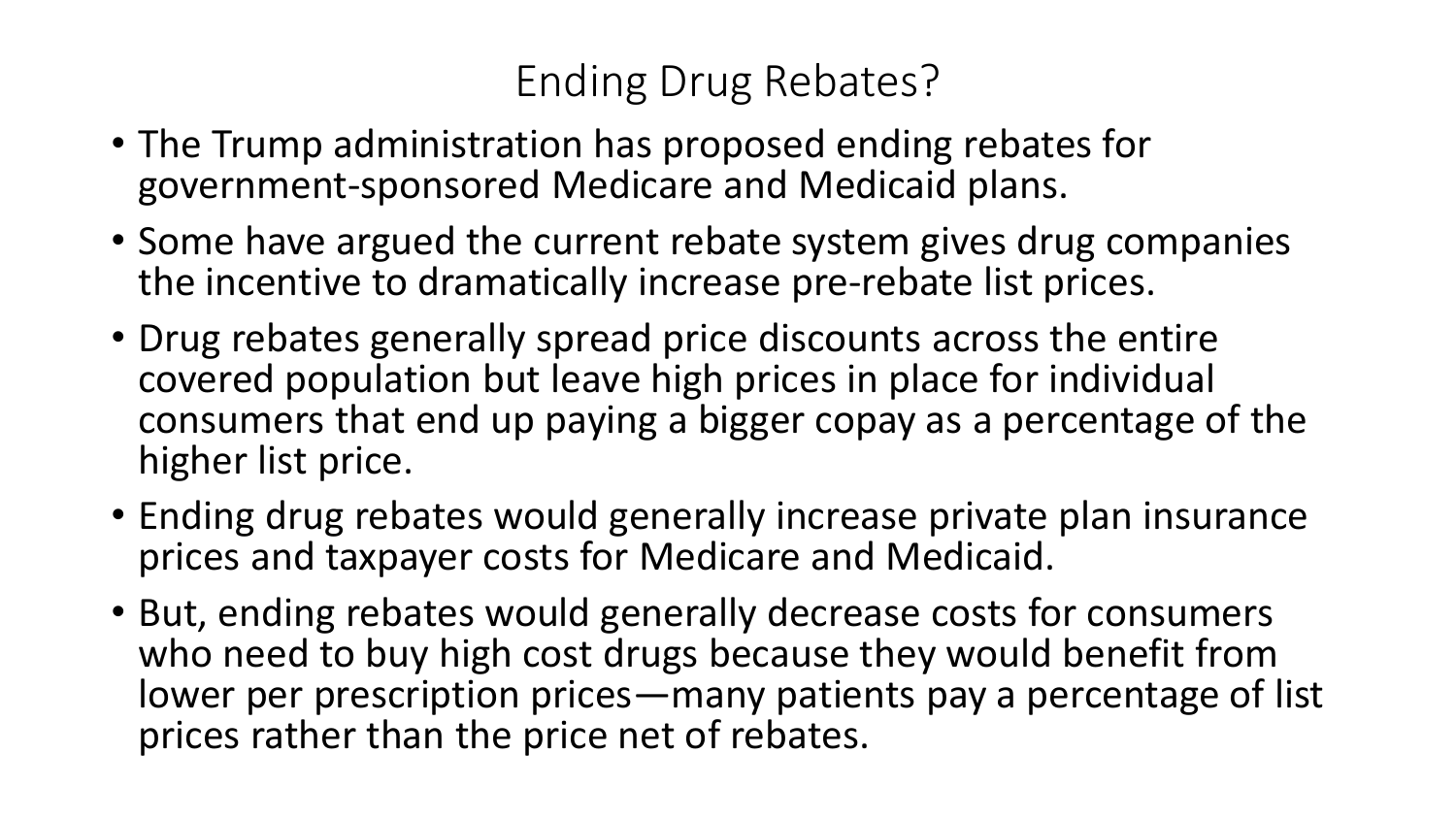# Ending Drug Rebates?

- The Trump administration has proposed ending rebates for government-sponsored Medicare and Medicaid plans.
- Some have argued the current rebate system gives drug companies the incentive to dramatically increase pre-rebate list prices.
- Drug rebates generally spread price discounts across the entire covered population but leave high prices in place for individual consumers that end up paying a bigger copay as a percentage of the higher list price.
- Ending drug rebates would generally increase private plan insurance prices and taxpayer costs for Medicare and Medicaid.
- But, ending rebates would generally decrease costs for consumers who need to buy high cost drugs because they would benefit from lower per prescription prices—many patients pay a percentage of list prices rather than the price net of rebates.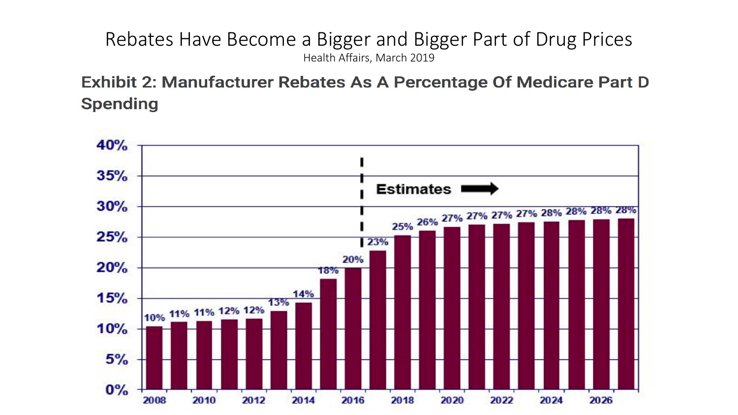# Rebates Have Become a Bigger and Bigger Part of Drug Prices

Health Affairs, March 2019

**Exhibit 2: Manufacturer Rebates As A Percentage Of Medicare Part D Spending**

| Year | Rebates as % of Part D Spending |
|---|---|
| 2008 | 10% |
| 2009 | 11% |
| 2010 | 11% |
| 2011 | 12% |
| 2012 | 12% |
| 2013 | 13% |
| 2014 | 14% |
| 2015 | 18% |
| 2016 | 20% |
| 2017 | 23% |
| 2018 | 25% |
| 2019 | 26% |
| 2020 | 27% |
| 2021 | 27% |
| 2022 | 27% |
| 2023 | 27% |
| 2024 | 28% |
| 2025 | 28% |
| 2026 | 28% |
| 2027 | 28% |

Estimates →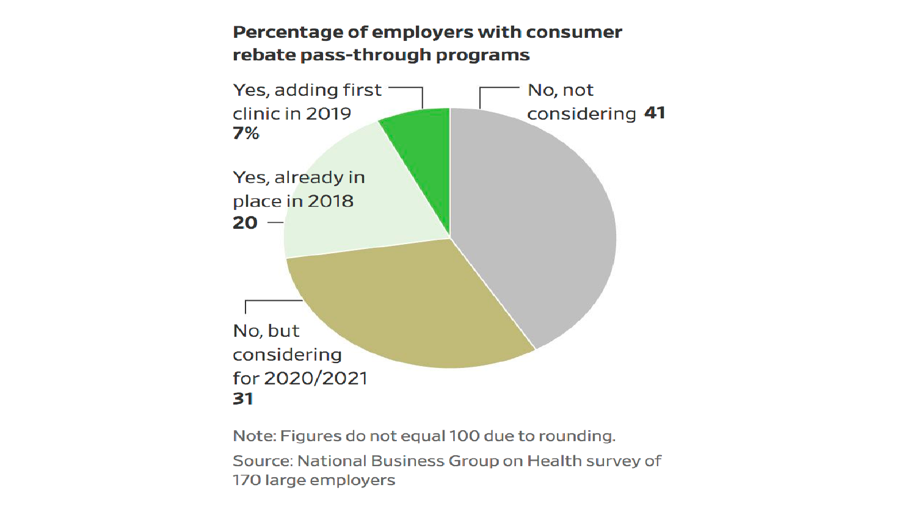**Percentage of employers with consumer rebate pass-through programs**

| Category | Percentage |
| --- | --- |
| Yes, adding first clinic in 2019 | 7% |
| Yes, already in place in 2018 | 20 |
| No, but considering for 2020/2021 | 31 |
| No, not considering | 41 |

Note: Figures do not equal 100 due to rounding.

Source: National Business Group on Health survey of 170 large employers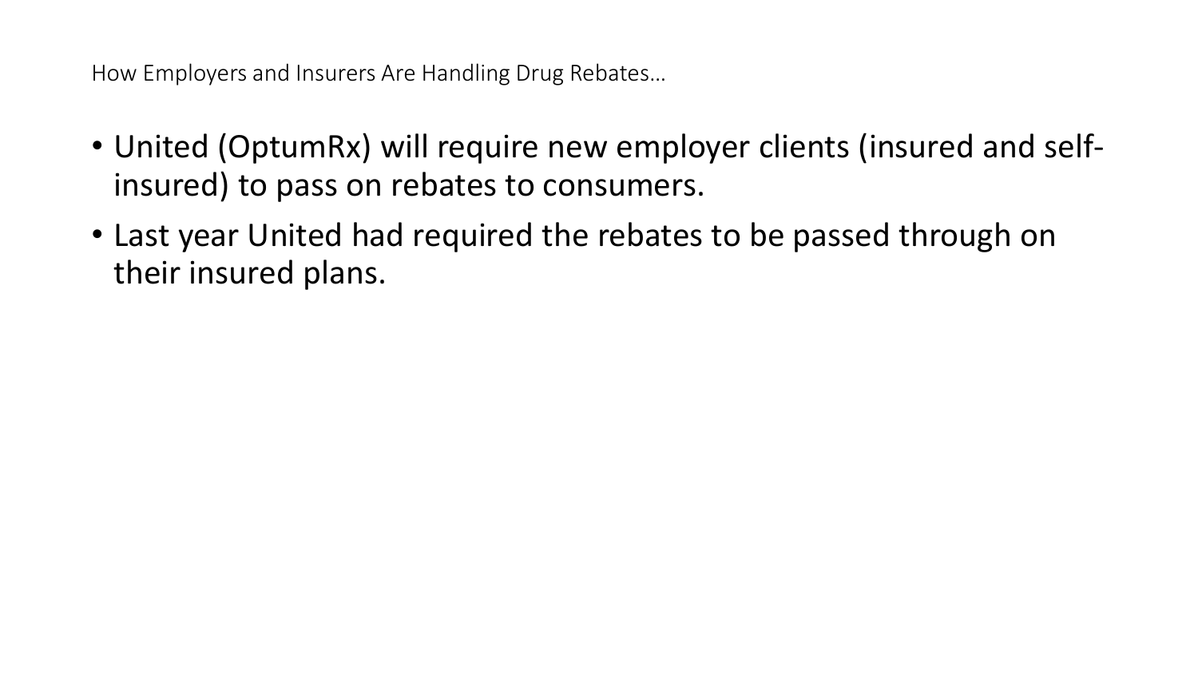## How Employers and Insurers Are Handling Drug Rebates…

- United (OptumRx) will require new employer clients (insured and self-insured) to pass on rebates to consumers.
- Last year United had required the rebates to be passed through on their insured plans.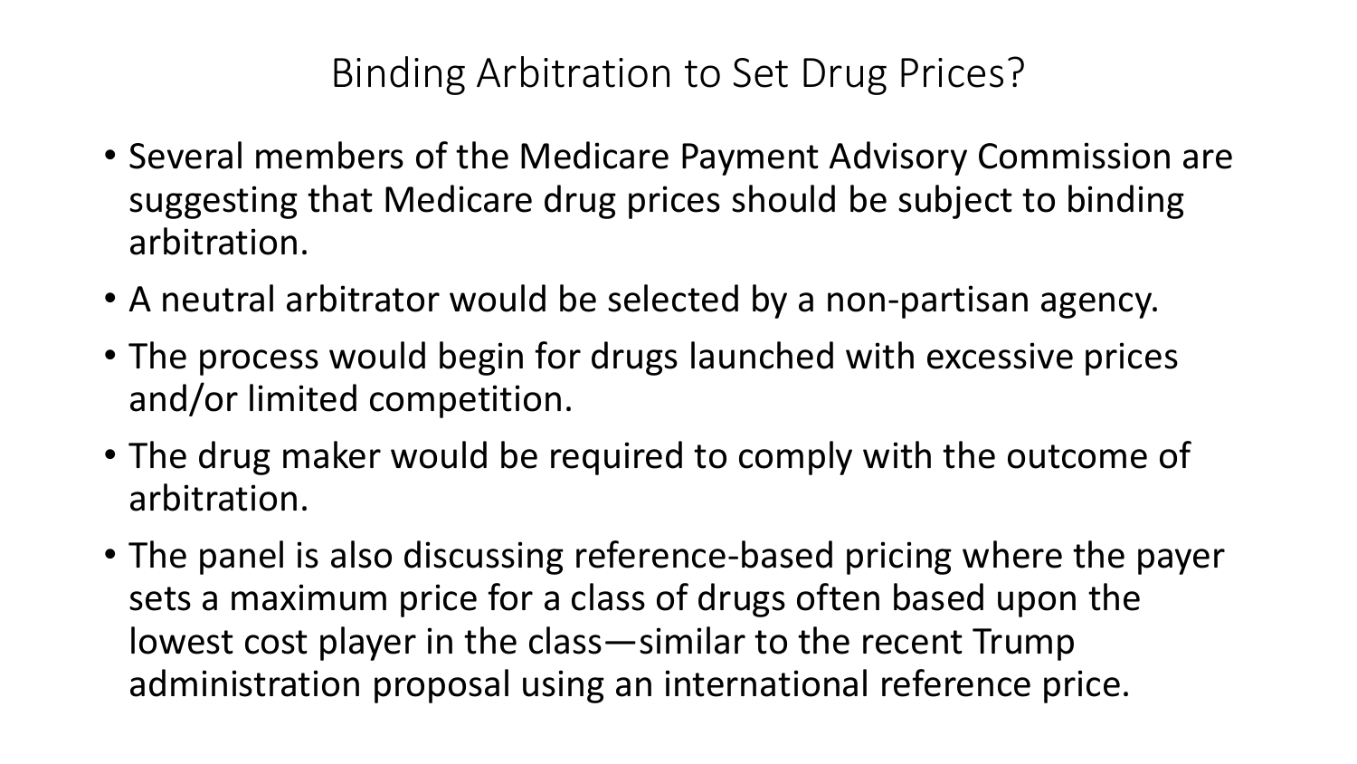# Binding Arbitration to Set Drug Prices?

- Several members of the Medicare Payment Advisory Commission are suggesting that Medicare drug prices should be subject to binding arbitration.
- A neutral arbitrator would be selected by a non-partisan agency.
- The process would begin for drugs launched with excessive prices and/or limited competition.
- The drug maker would be required to comply with the outcome of arbitration.
- The panel is also discussing reference-based pricing where the payer sets a maximum price for a class of drugs often based upon the lowest cost player in the class—similar to the recent Trump administration proposal using an international reference price.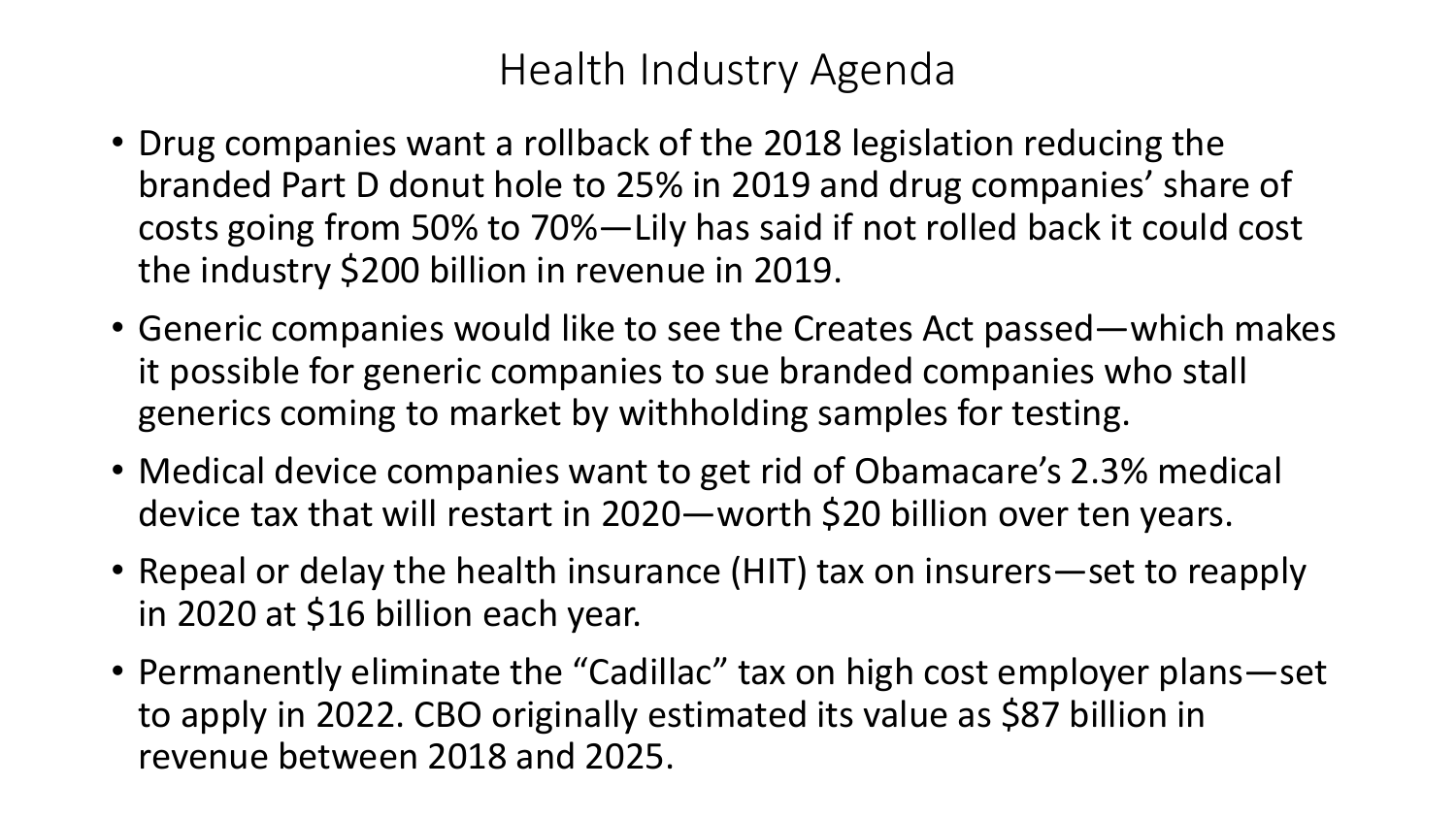# Health Industry Agenda

- Drug companies want a rollback of the 2018 legislation reducing the branded Part D donut hole to 25% in 2019 and drug companies' share of costs going from 50% to 70%—Lily has said if not rolled back it could cost the industry $200 billion in revenue in 2019.
- Generic companies would like to see the Creates Act passed—which makes it possible for generic companies to sue branded companies who stall generics coming to market by withholding samples for testing.
- Medical device companies want to get rid of Obamacare's 2.3% medical device tax that will restart in 2020—worth $20 billion over ten years.
- Repeal or delay the health insurance (HIT) tax on insurers—set to reapply in 2020 at $16 billion each year.
- Permanently eliminate the "Cadillac" tax on high cost employer plans—set to apply in 2022. CBO originally estimated its value as $87 billion in revenue between 2018 and 2025.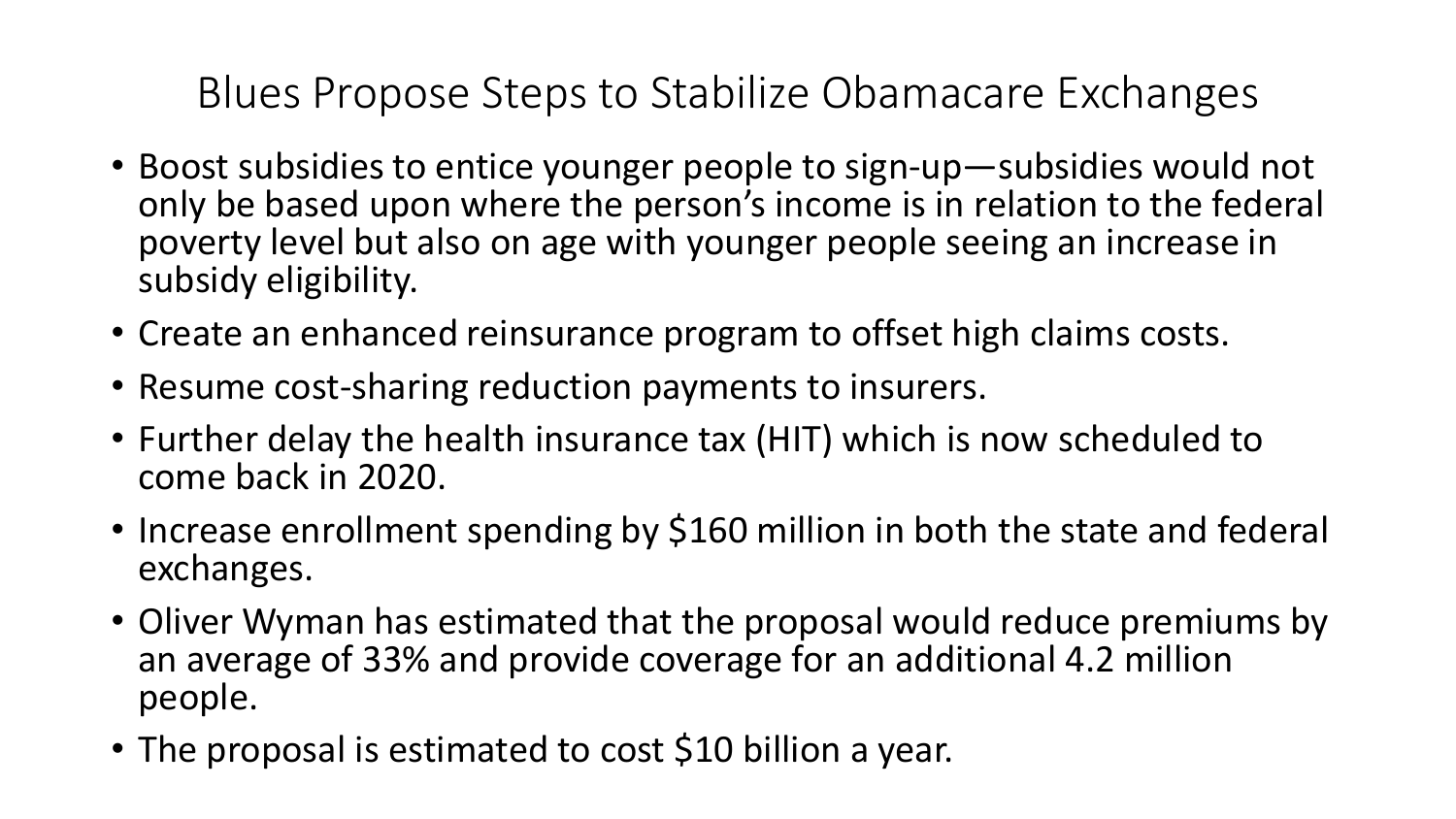# Blues Propose Steps to Stabilize Obamacare Exchanges

- Boost subsidies to entice younger people to sign-up—subsidies would not only be based upon where the person's income is in relation to the federal poverty level but also on age with younger people seeing an increase in subsidy eligibility.
- Create an enhanced reinsurance program to offset high claims costs.
- Resume cost-sharing reduction payments to insurers.
- Further delay the health insurance tax (HIT) which is now scheduled to come back in 2020.
- Increase enrollment spending by $160 million in both the state and federal exchanges.
- Oliver Wyman has estimated that the proposal would reduce premiums by an average of 33% and provide coverage for an additional 4.2 million people.
- The proposal is estimated to cost $10 billion a year.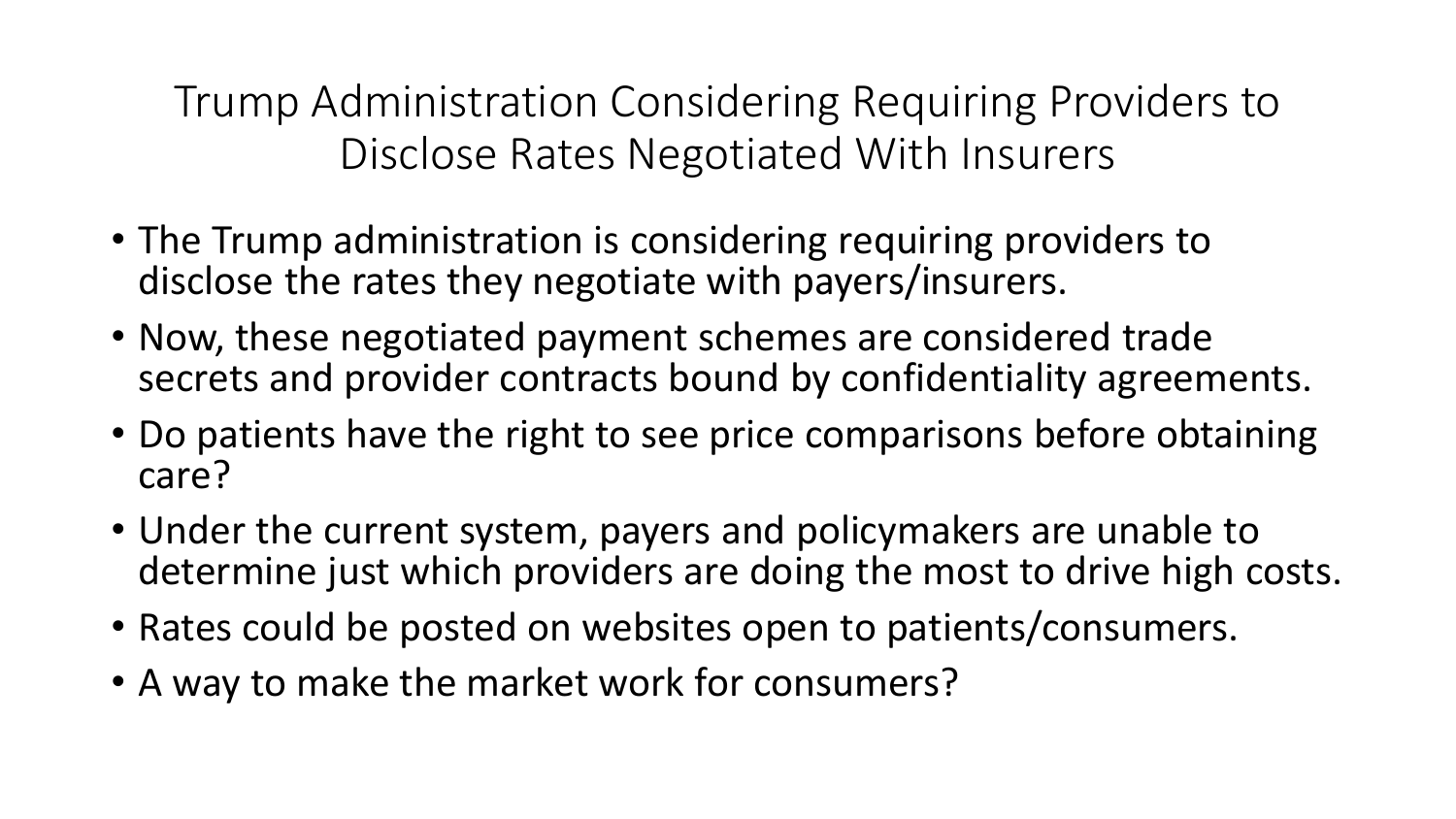# Trump Administration Considering Requiring Providers to Disclose Rates Negotiated With Insurers

- The Trump administration is considering requiring providers to disclose the rates they negotiate with payers/insurers.
- Now, these negotiated payment schemes are considered trade secrets and provider contracts bound by confidentiality agreements.
- Do patients have the right to see price comparisons before obtaining care?
- Under the current system, payers and policymakers are unable to determine just which providers are doing the most to drive high costs.
- Rates could be posted on websites open to patients/consumers.
- A way to make the market work for consumers?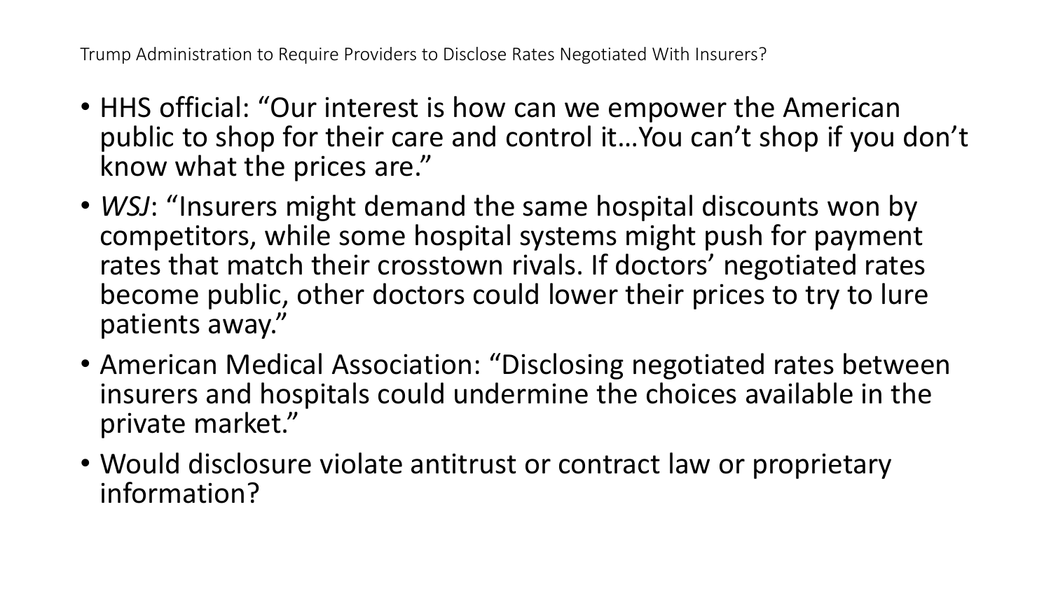## Trump Administration to Require Providers to Disclose Rates Negotiated With Insurers?

- HHS official: “Our interest is how can we empower the American public to shop for their care and control it…You can’t shop if you don’t know what the prices are.”
- *WSJ*: “Insurers might demand the same hospital discounts won by competitors, while some hospital systems might push for payment rates that match their crosstown rivals. If doctors’ negotiated rates become public, other doctors could lower their prices to try to lure patients away.”
- American Medical Association: “Disclosing negotiated rates between insurers and hospitals could undermine the choices available in the private market.”
- Would disclosure violate antitrust or contract law or proprietary information?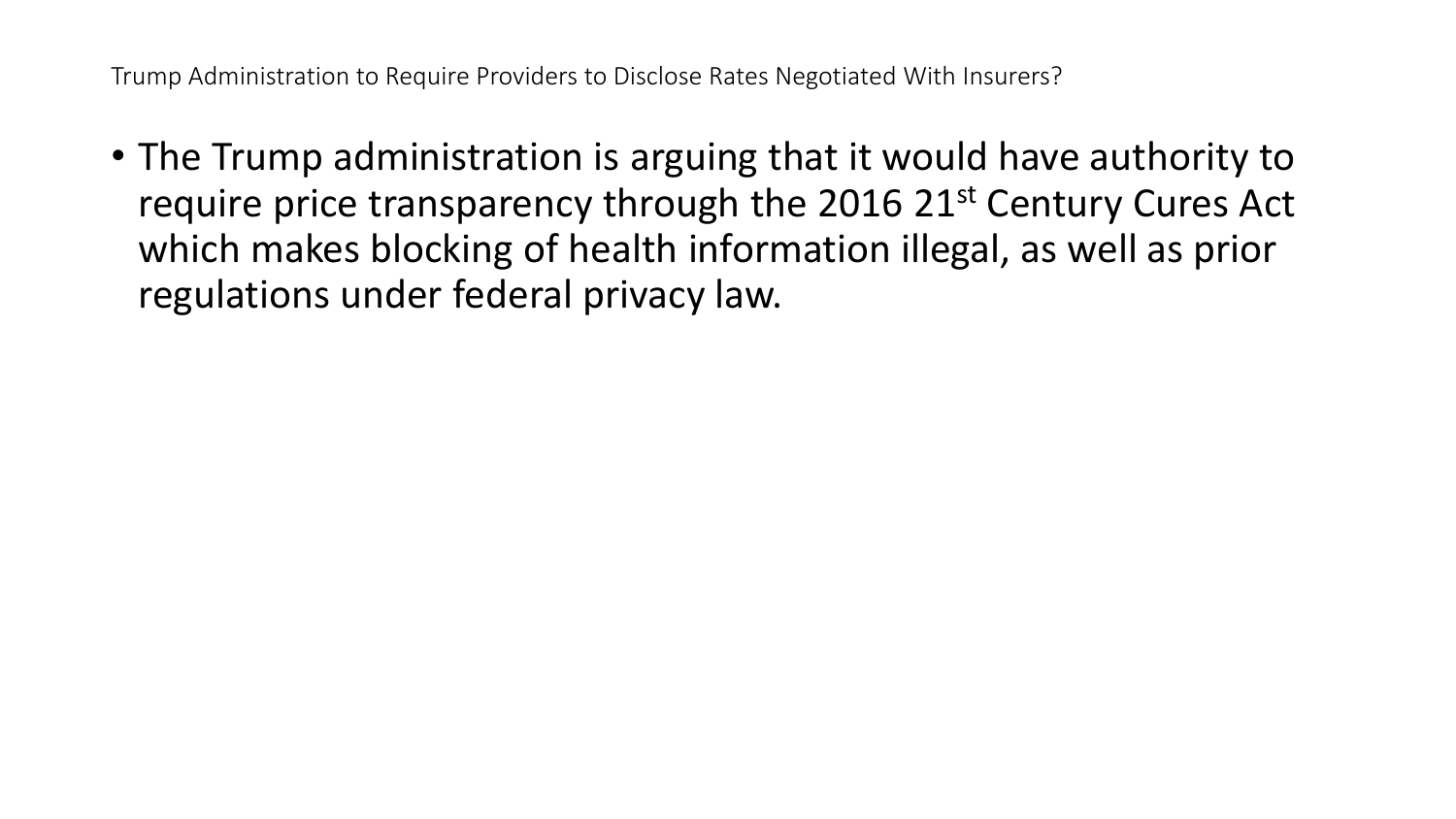# Trump Administration to Require Providers to Disclose Rates Negotiated With Insurers?

- The Trump administration is arguing that it would have authority to require price transparency through the 2016 21st Century Cures Act which makes blocking of health information illegal, as well as prior regulations under federal privacy law.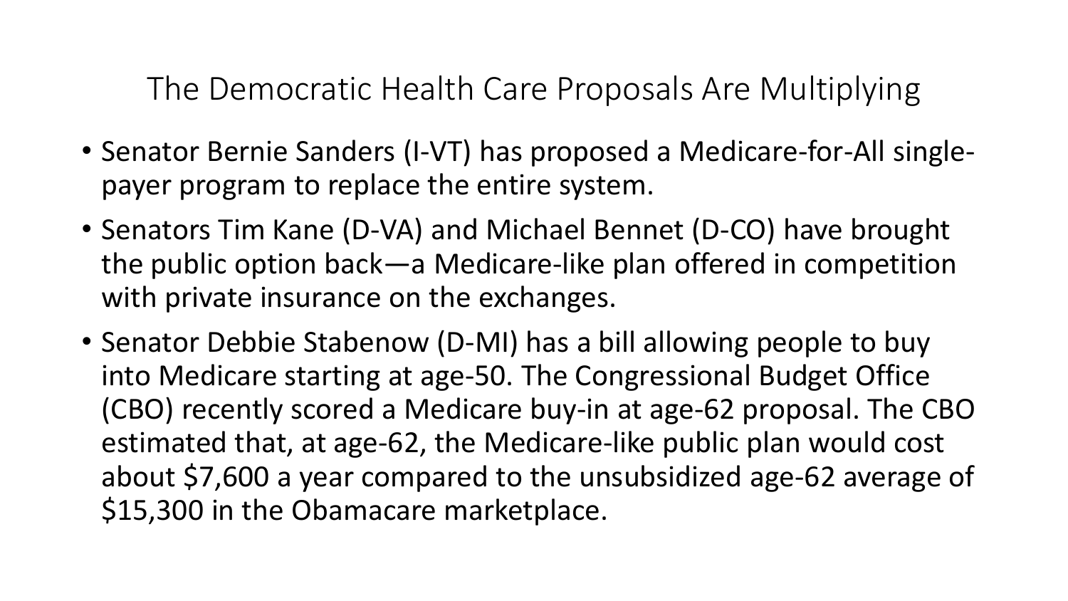# The Democratic Health Care Proposals Are Multiplying

- Senator Bernie Sanders (I-VT) has proposed a Medicare-for-All single-payer program to replace the entire system.
- Senators Tim Kane (D-VA) and Michael Bennet (D-CO) have brought the public option back—a Medicare-like plan offered in competition with private insurance on the exchanges.
- Senator Debbie Stabenow (D-MI) has a bill allowing people to buy into Medicare starting at age-50. The Congressional Budget Office (CBO) recently scored a Medicare buy-in at age-62 proposal. The CBO estimated that, at age-62, the Medicare-like public plan would cost about $7,600 a year compared to the unsubsidized age-62 average of $15,300 in the Obamacare marketplace.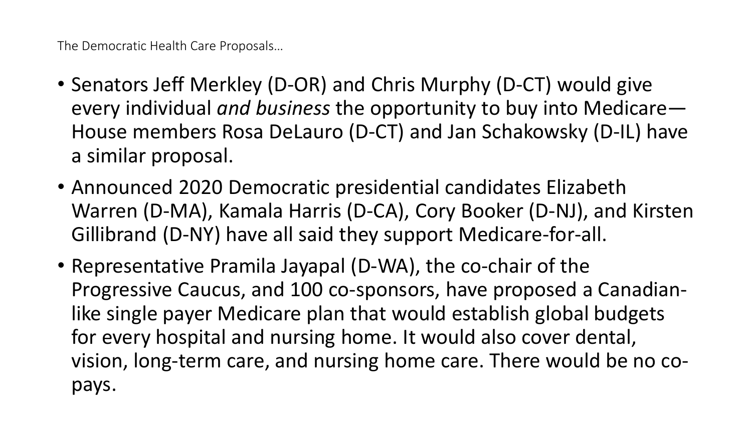The Democratic Health Care Proposals…

- Senators Jeff Merkley (D-OR) and Chris Murphy (D-CT) would give every individual *and business* the opportunity to buy into Medicare—House members Rosa DeLauro (D-CT) and Jan Schakowsky (D-IL) have a similar proposal.
- Announced 2020 Democratic presidential candidates Elizabeth Warren (D-MA), Kamala Harris (D-CA), Cory Booker (D-NJ), and Kirsten Gillibrand (D-NY) have all said they support Medicare-for-all.
- Representative Pramila Jayapal (D-WA), the co-chair of the Progressive Caucus, and 100 co-sponsors, have proposed a Canadian-like single payer Medicare plan that would establish global budgets for every hospital and nursing home. It would also cover dental, vision, long-term care, and nursing home care. There would be no co-pays.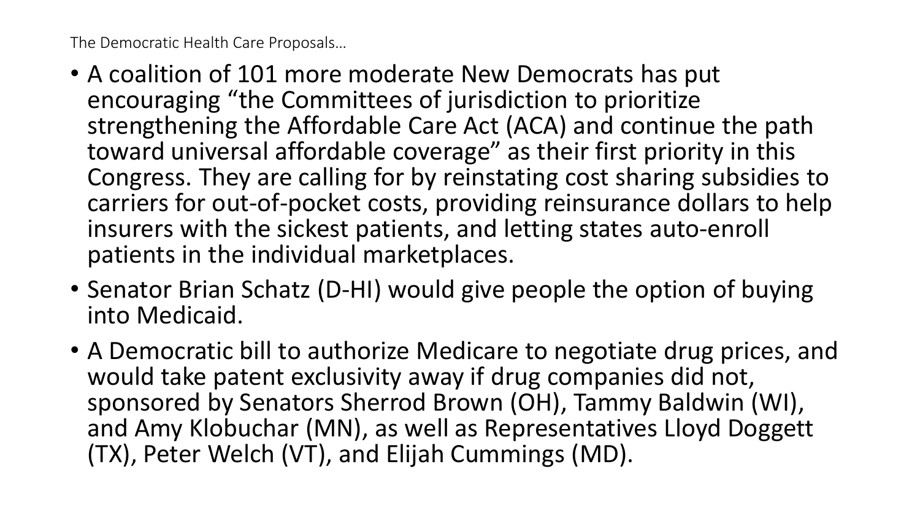The Democratic Health Care Proposals…

- A coalition of 101 more moderate New Democrats has put encouraging “the Committees of jurisdiction to prioritize strengthening the Affordable Care Act (ACA) and continue the path toward universal affordable coverage” as their first priority in this Congress. They are calling for by reinstating cost sharing subsidies to carriers for out-of-pocket costs, providing reinsurance dollars to help insurers with the sickest patients, and letting states auto-enroll patients in the individual marketplaces.
- Senator Brian Schatz (D-HI) would give people the option of buying into Medicaid.
- A Democratic bill to authorize Medicare to negotiate drug prices, and would take patent exclusivity away if drug companies did not, sponsored by Senators Sherrod Brown (OH), Tammy Baldwin (WI), and Amy Klobuchar (MN), as well as Representatives Lloyd Doggett (TX), Peter Welch (VT), and Elijah Cummings (MD).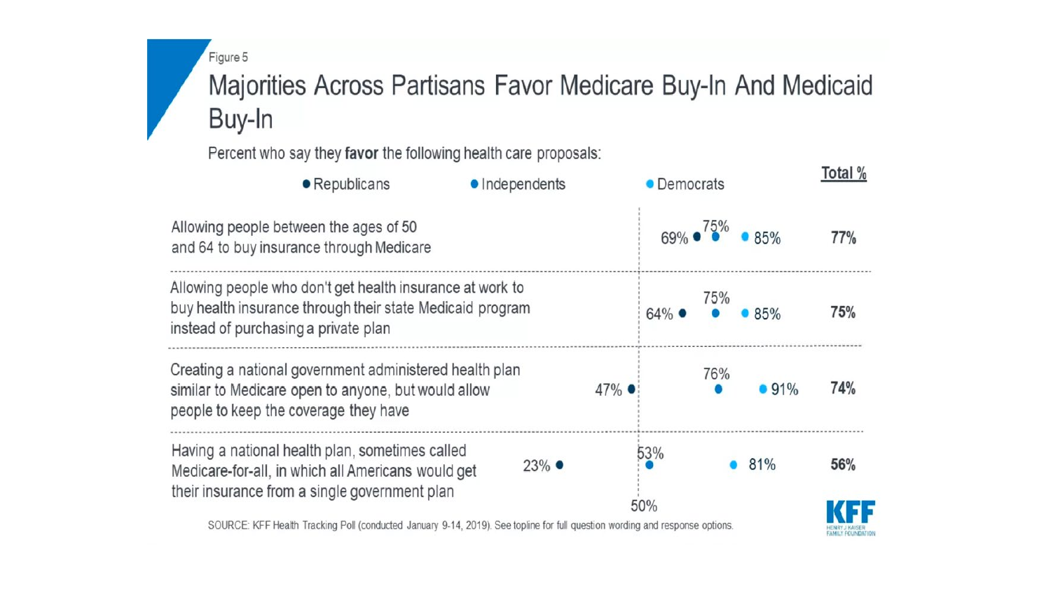Figure 5

# Majorities Across Partisans Favor Medicare Buy-In And Medicaid Buy-In

Percent who say they **favor** the following health care proposals:

| Proposal | Republicans | Independents | Democrats | Total % |
|---|---|---|---|---|
| Allowing people between the ages of 50 and 64 to buy insurance through Medicare | 69% | 75% | 85% | 77% |
| Allowing people who don't get health insurance at work to buy health insurance through their state Medicaid program instead of purchasing a private plan | 64% | 75% | 85% | 75% |
| Creating a national government administered health plan similar to Medicare open to anyone, but would allow people to keep the coverage they have | 47% | 76% | 91% | 74% |
| Having a national health plan, sometimes called Medicare-for-all, in which all Americans would get their insurance from a single government plan | 23% | 53% | 81% | 56% |

50%

SOURCE: KFF Health Tracking Poll (conducted January 9-14, 2019). See topline for full question wording and response options.

KFF HENRY J KAISER FAMILY FOUNDATION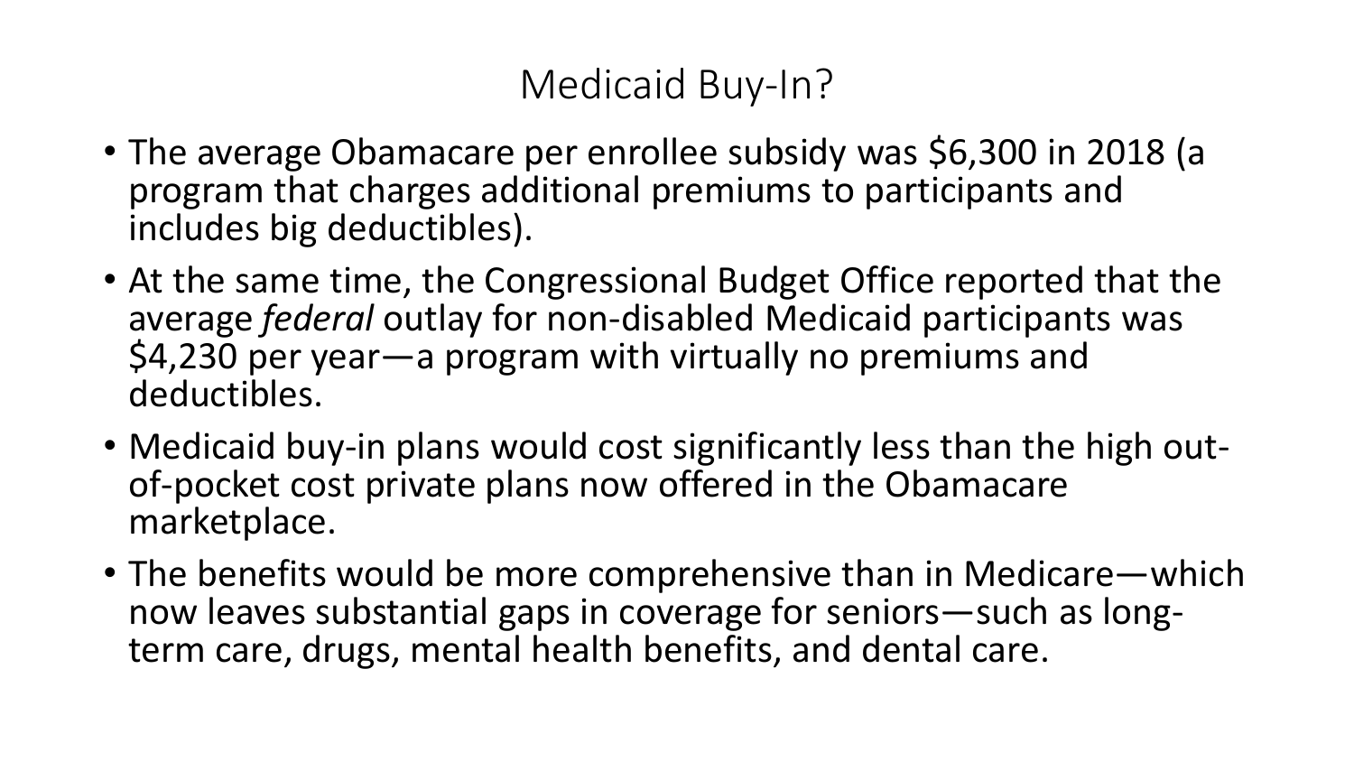# Medicaid Buy-In?

- The average Obamacare per enrollee subsidy was $6,300 in 2018 (a program that charges additional premiums to participants and includes big deductibles).
- At the same time, the Congressional Budget Office reported that the average *federal* outlay for non-disabled Medicaid participants was $4,230 per year—a program with virtually no premiums and deductibles.
- Medicaid buy-in plans would cost significantly less than the high out-of-pocket cost private plans now offered in the Obamacare marketplace.
- The benefits would be more comprehensive than in Medicare—which now leaves substantial gaps in coverage for seniors—such as long-term care, drugs, mental health benefits, and dental care.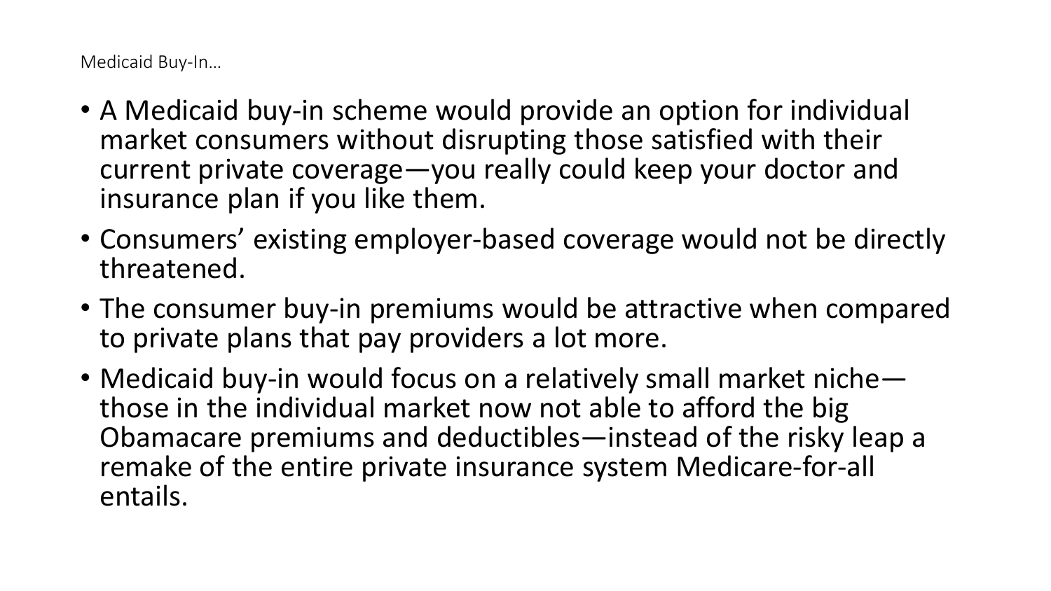Medicaid Buy-In…

- A Medicaid buy-in scheme would provide an option for individual market consumers without disrupting those satisfied with their current private coverage—you really could keep your doctor and insurance plan if you like them.
- Consumers' existing employer-based coverage would not be directly threatened.
- The consumer buy-in premiums would be attractive when compared to private plans that pay providers a lot more.
- Medicaid buy-in would focus on a relatively small market niche—those in the individual market now not able to afford the big Obamacare premiums and deductibles—instead of the risky leap a remake of the entire private insurance system Medicare-for-all entails.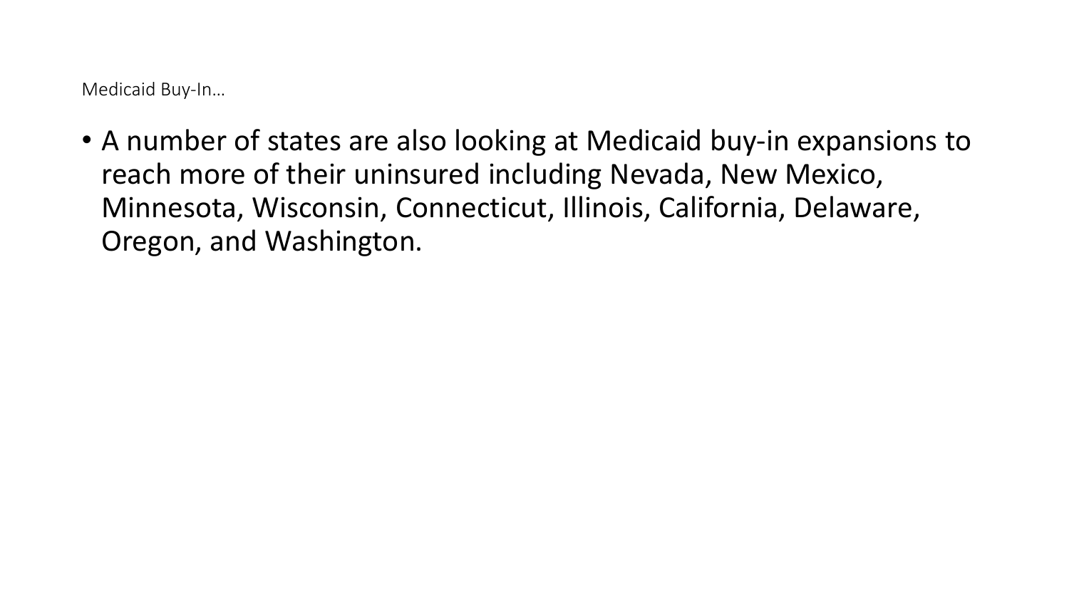Medicaid Buy-In…

- A number of states are also looking at Medicaid buy-in expansions to reach more of their uninsured including Nevada, New Mexico, Minnesota, Wisconsin, Connecticut, Illinois, California, Delaware, Oregon, and Washington.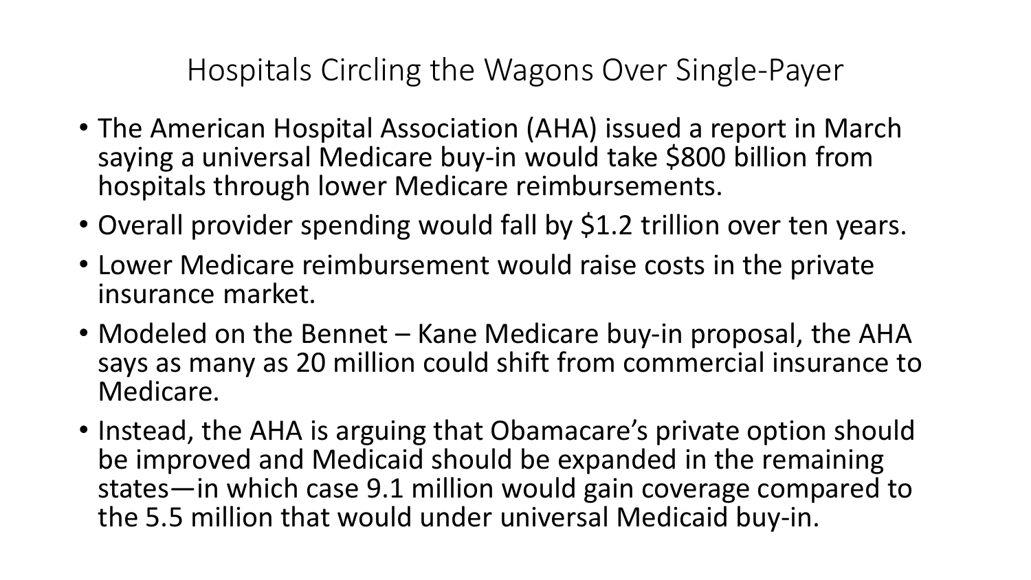# Hospitals Circling the Wagons Over Single-Payer

- The American Hospital Association (AHA) issued a report in March saying a universal Medicare buy-in would take $800 billion from hospitals through lower Medicare reimbursements.
- Overall provider spending would fall by $1.2 trillion over ten years.
- Lower Medicare reimbursement would raise costs in the private insurance market.
- Modeled on the Bennet – Kane Medicare buy-in proposal, the AHA says as many as 20 million could shift from commercial insurance to Medicare.
- Instead, the AHA is arguing that Obamacare's private option should be improved and Medicaid should be expanded in the remaining states—in which case 9.1 million would gain coverage compared to the 5.5 million that would under universal Medicaid buy-in.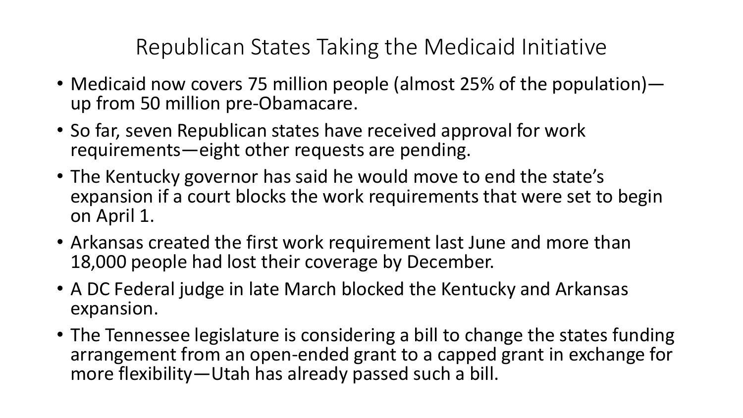# Republican States Taking the Medicaid Initiative

- Medicaid now covers 75 million people (almost 25% of the population)—up from 50 million pre-Obamacare.
- So far, seven Republican states have received approval for work requirements—eight other requests are pending.
- The Kentucky governor has said he would move to end the state's expansion if a court blocks the work requirements that were set to begin on April 1.
- Arkansas created the first work requirement last June and more than 18,000 people had lost their coverage by December.
- A DC Federal judge in late March blocked the Kentucky and Arkansas expansion.
- The Tennessee legislature is considering a bill to change the states funding arrangement from an open-ended grant to a capped grant in exchange for more flexibility—Utah has already passed such a bill.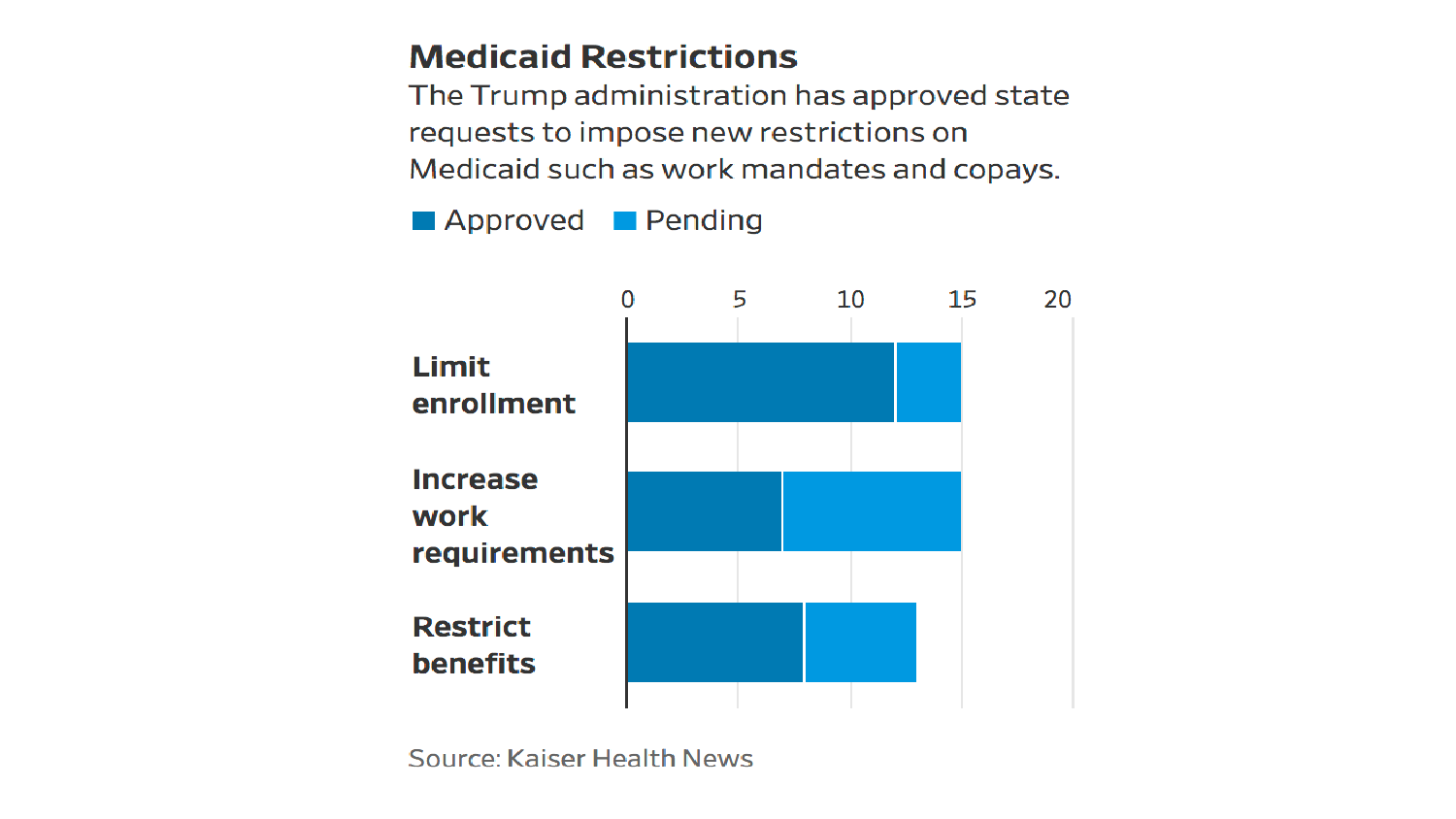## Medicaid Restrictions

The Trump administration has approved state requests to impose new restrictions on Medicaid such as work mandates and copays.

Approved | Pending

| Category | Approved | Pending |
| --- | --- | --- |
| Limit enrollment | 12 | 3 |
| Increase work requirements | 7 | 8 |
| Restrict benefits | 8 | 5 |

Source: Kaiser Health News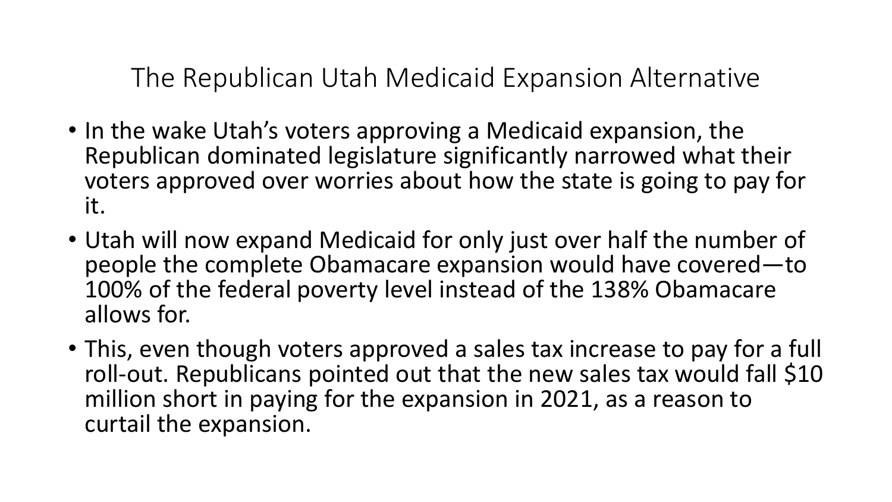# The Republican Utah Medicaid Expansion Alternative

- In the wake Utah's voters approving a Medicaid expansion, the Republican dominated legislature significantly narrowed what their voters approved over worries about how the state is going to pay for it.
- Utah will now expand Medicaid for only just over half the number of people the complete Obamacare expansion would have covered—to 100% of the federal poverty level instead of the 138% Obamacare allows for.
- This, even though voters approved a sales tax increase to pay for a full roll-out. Republicans pointed out that the new sales tax would fall $10 million short in paying for the expansion in 2021, as a reason to curtail the expansion.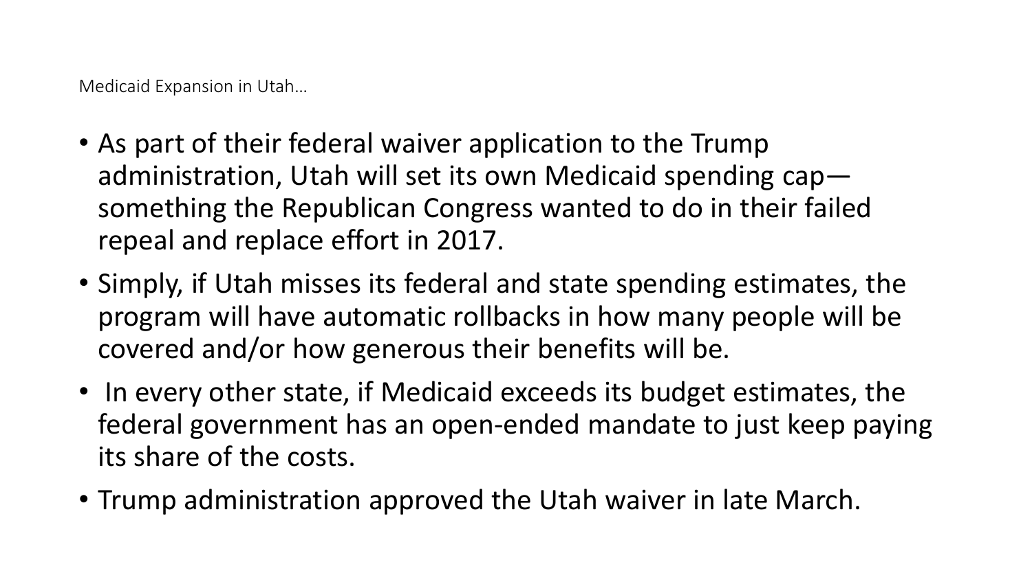Medicaid Expansion in Utah…

- As part of their federal waiver application to the Trump administration, Utah will set its own Medicaid spending cap—something the Republican Congress wanted to do in their failed repeal and replace effort in 2017.
- Simply, if Utah misses its federal and state spending estimates, the program will have automatic rollbacks in how many people will be covered and/or how generous their benefits will be.
- In every other state, if Medicaid exceeds its budget estimates, the federal government has an open-ended mandate to just keep paying its share of the costs.
- Trump administration approved the Utah waiver in late March.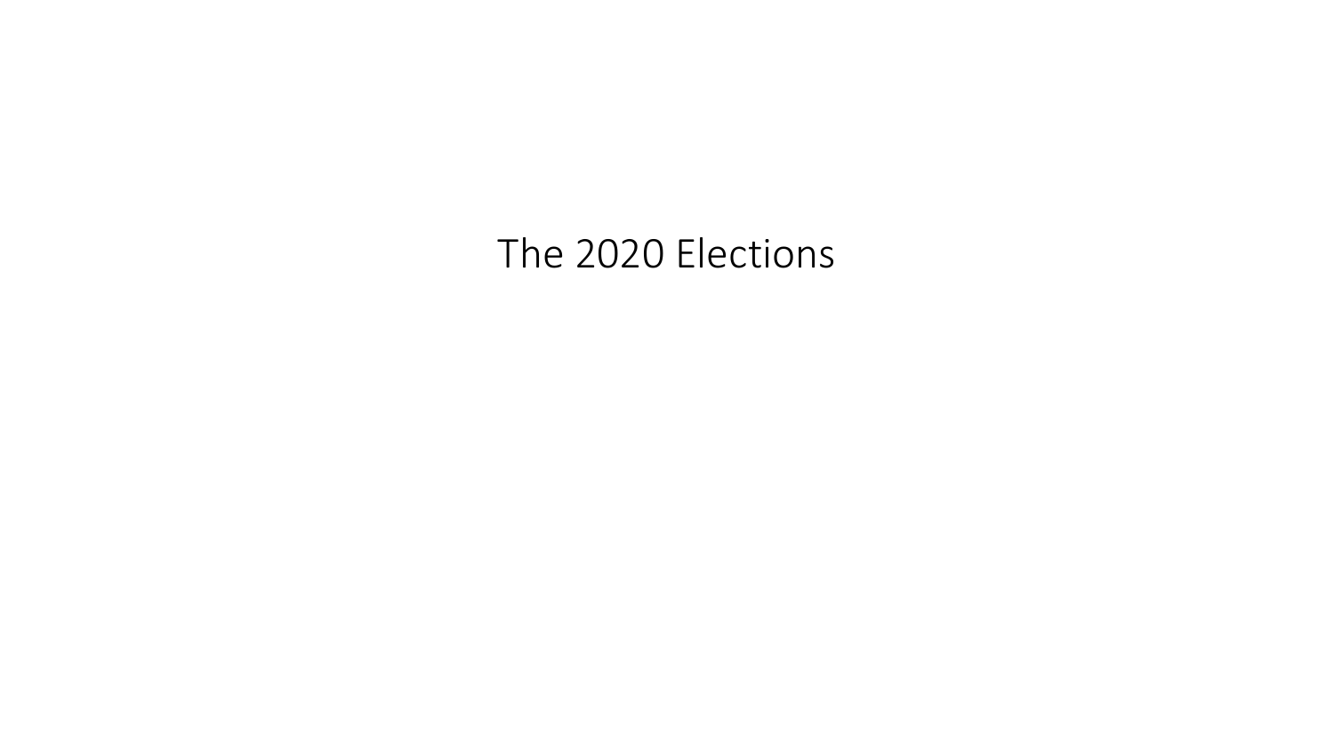# The 2020 Elections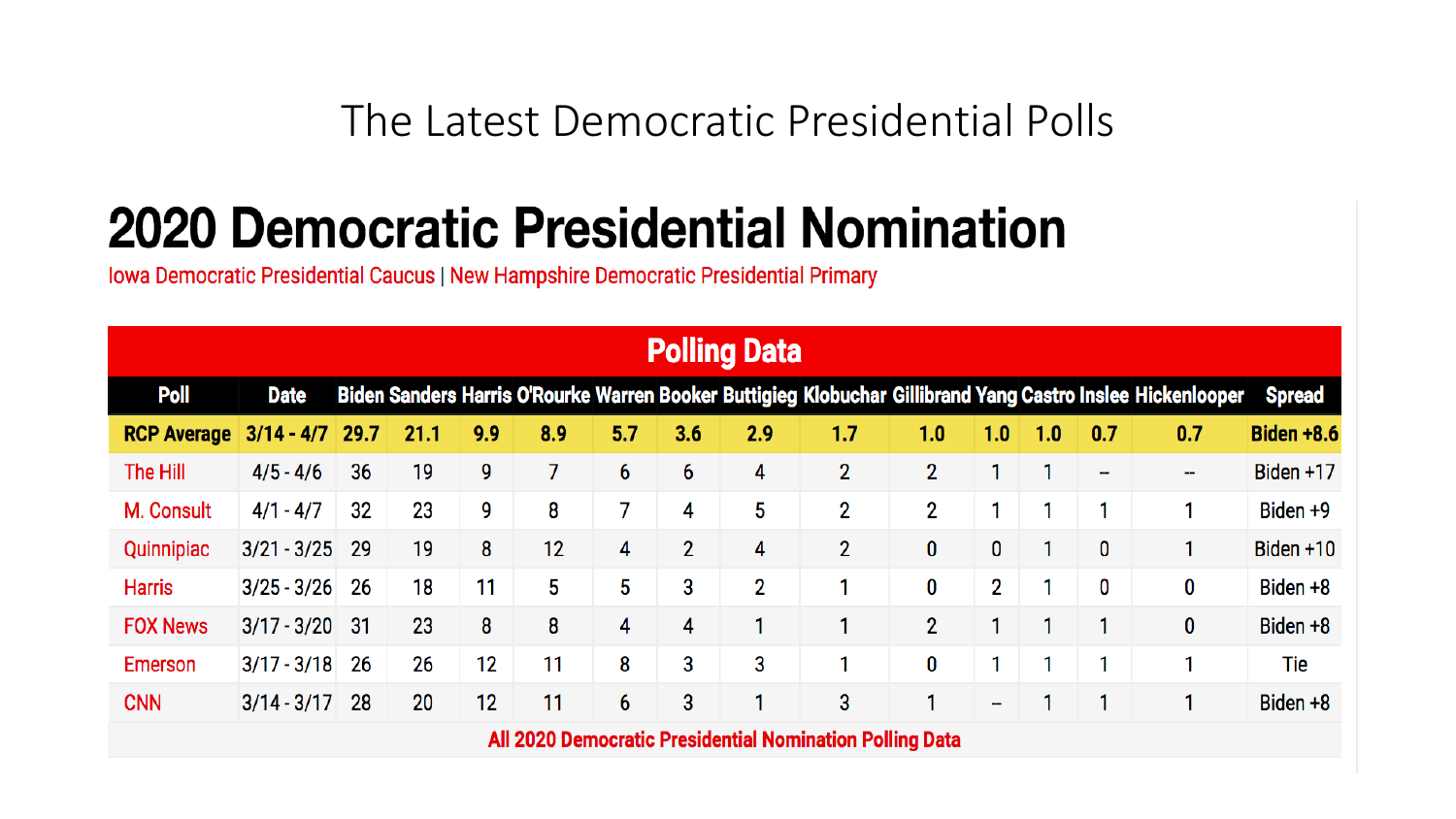# The Latest Democratic Presidential Polls

## 2020 Democratic Presidential Nomination

Iowa Democratic Presidential Caucus | New Hampshire Democratic Presidential Primary

**Polling Data**

| Poll | Date | Biden | Sanders | Harris | O'Rourke | Warren | Booker | Buttigieg | Klobuchar | Gillibrand | Yang | Castro | Inslee | Hickenlooper | Spread |
|---|---|---|---|---|---|---|---|---|---|---|---|---|---|---|---|
| **RCP Average** | **3/14 - 4/7** | **29.7** | **21.1** | **9.9** | **8.9** | **5.7** | **3.6** | **2.9** | **1.7** | **1.0** | **1.0** | **1.0** | **0.7** | **0.7** | **Biden +8.6** |
| The Hill | 4/5 - 4/6 | 36 | 19 | 9 | 7 | 6 | 6 | 4 | 2 | 2 | 1 | 1 | -- | -- | Biden +17 |
| M. Consult | 4/1 - 4/7 | 32 | 23 | 9 | 8 | 7 | 4 | 5 | 2 | 2 | 1 | 1 | 1 | 1 | Biden +9 |
| Quinnipiac | 3/21 - 3/25 | 29 | 19 | 8 | 12 | 4 | 2 | 4 | 2 | 0 | 0 | 1 | 0 | 1 | Biden +10 |
| Harris | 3/25 - 3/26 | 26 | 18 | 11 | 5 | 5 | 3 | 2 | 1 | 0 | 2 | 1 | 0 | 0 | Biden +8 |
| FOX News | 3/17 - 3/20 | 31 | 23 | 8 | 8 | 4 | 4 | 1 | 1 | 2 | 1 | 1 | 1 | 0 | Biden +8 |
| Emerson | 3/17 - 3/18 | 26 | 26 | 12 | 11 | 8 | 3 | 3 | 1 | 0 | 1 | 1 | 1 | 1 | Tie |
| CNN | 3/14 - 3/17 | 28 | 20 | 12 | 11 | 6 | 3 | 1 | 3 | 1 | -- | 1 | 1 | 1 | Biden +8 |

All 2020 Democratic Presidential Nomination Polling Data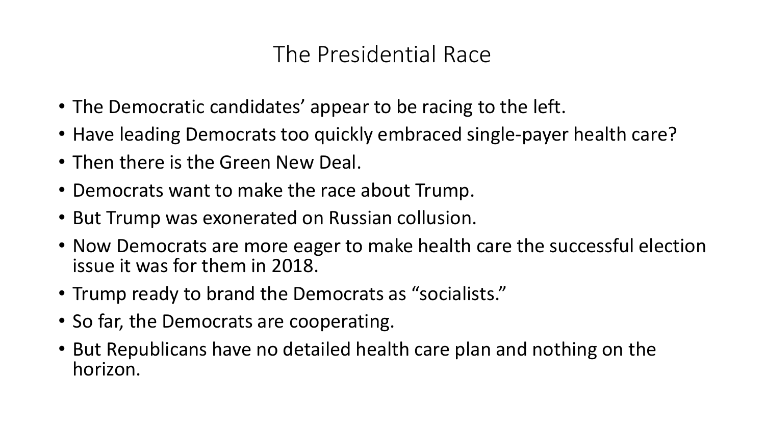# The Presidential Race

- The Democratic candidates' appear to be racing to the left.
- Have leading Democrats too quickly embraced single-payer health care?
- Then there is the Green New Deal.
- Democrats want to make the race about Trump.
- But Trump was exonerated on Russian collusion.
- Now Democrats are more eager to make health care the successful election issue it was for them in 2018.
- Trump ready to brand the Democrats as "socialists."
- So far, the Democrats are cooperating.
- But Republicans have no detailed health care plan and nothing on the horizon.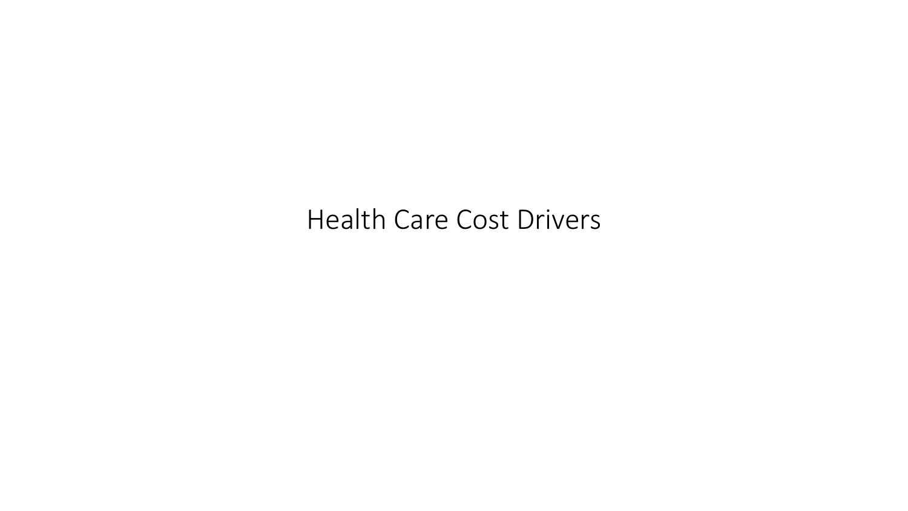# Health Care Cost Drivers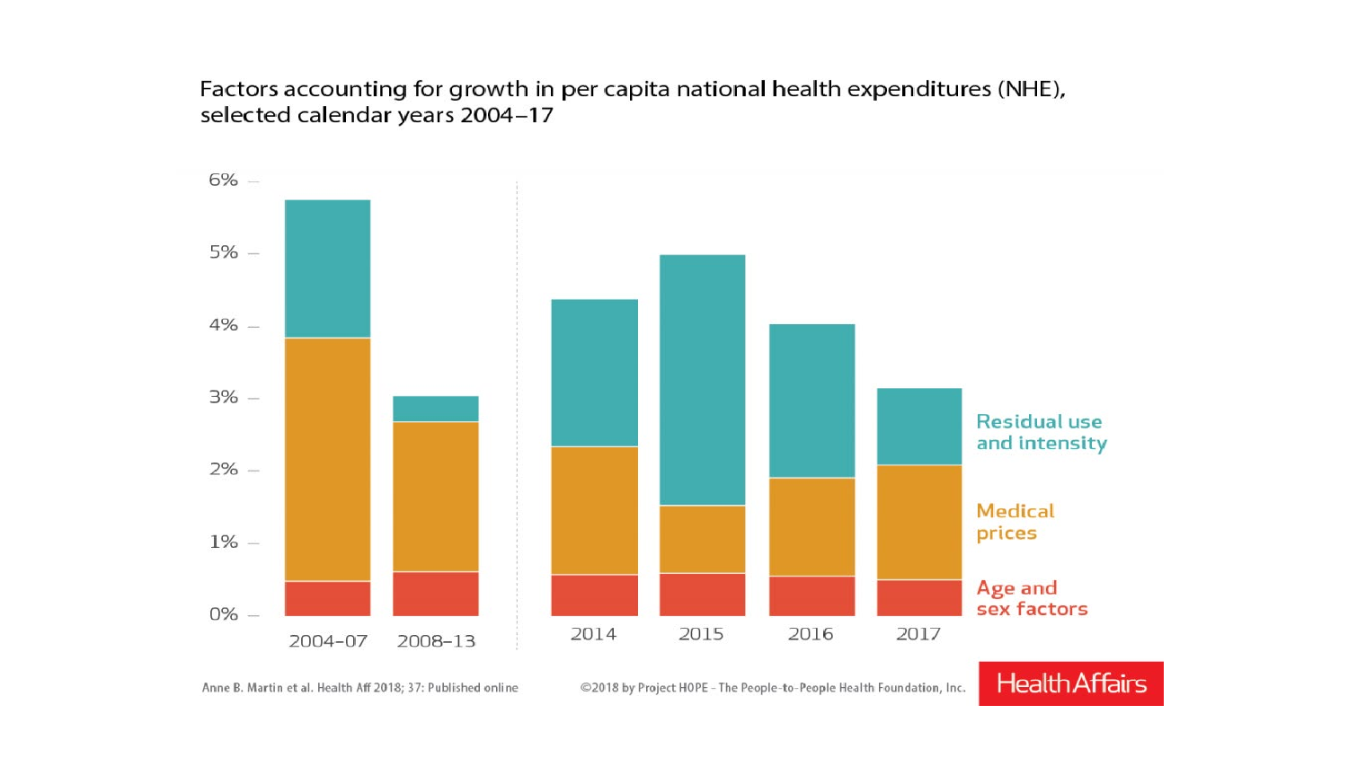Factors accounting for growth in per capita national health expenditures (NHE), selected calendar years 2004–17

6%

5%

4%

3%

2%

1%

0%

2004–07 2008–13 2014 2015 2016 2017

Residual use and intensity

Medical prices

Age and sex factors

Anne B. Martin et al. Health Aff 2018; 37: Published online

©2018 by Project HOPE - The People-to-People Health Foundation, Inc.

Health Affairs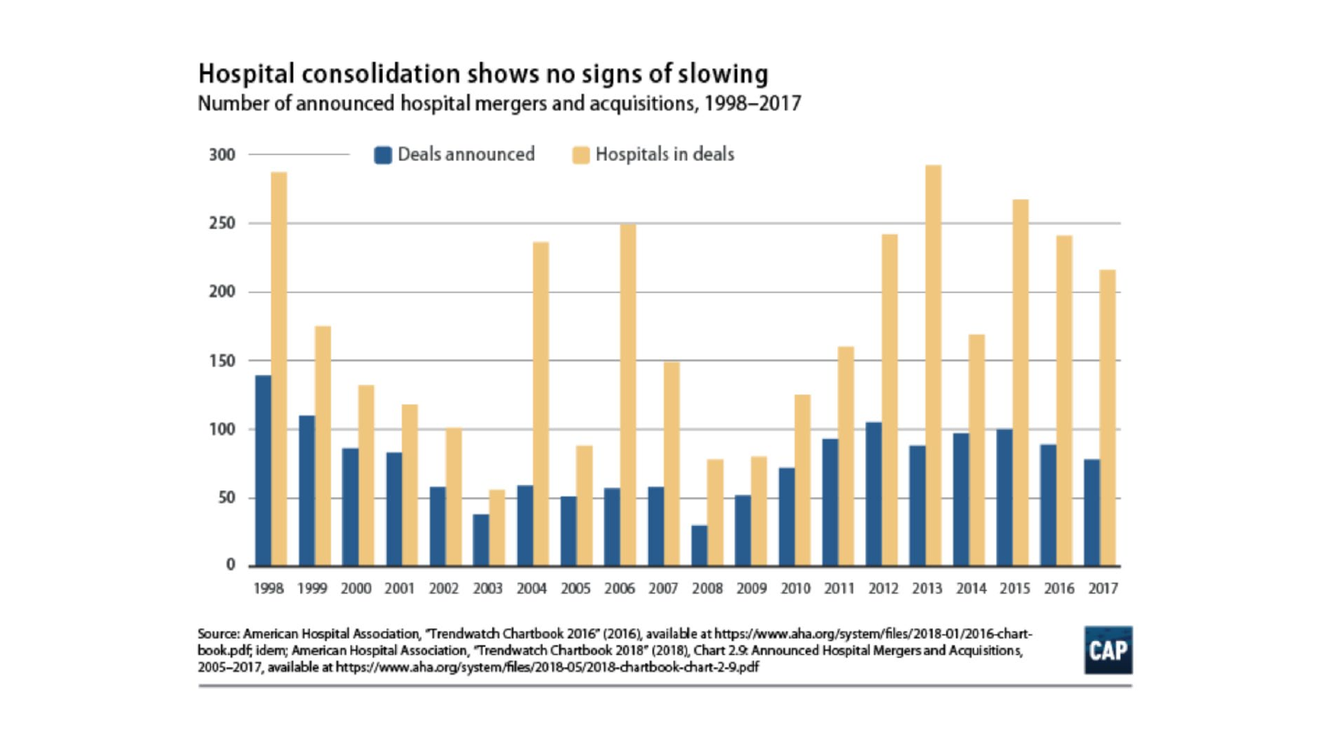## Hospital consolidation shows no signs of slowing

Number of announced hospital mergers and acquisitions, 1998–2017

| Year | Deals announced | Hospitals in deals |
|---|---|---|
| 1998 | 139 | 287 |
| 1999 | 110 | 175 |
| 2000 | 86 | 132 |
| 2001 | 83 | 118 |
| 2002 | 58 | 101 |
| 2003 | 38 | 56 |
| 2004 | 59 | 236 |
| 2005 | 51 | 88 |
| 2006 | 57 | 249 |
| 2007 | 58 | 149 |
| 2008 | 30 | 78 |
| 2009 | 52 | 80 |
| 2010 | 72 | 125 |
| 2011 | 93 | 160 |
| 2012 | 105 | 242 |
| 2013 | 88 | 292 |
| 2014 | 97 | 169 |
| 2015 | 100 | 267 |
| 2016 | 89 | 241 |
| 2017 | 78 | 216 |

Source: American Hospital Association, "Trendwatch Chartbook 2016" (2016), available at https://www.aha.org/system/files/2018-01/2016-chart-book.pdf; idem; American Hospital Association, "Trendwatch Chartbook 2018" (2018), Chart 2.9: Announced Hospital Mergers and Acquisitions, 2005–2017, available at https://www.aha.org/system/files/2018-05/2018-chartbook-chart-2-9.pdf

CAP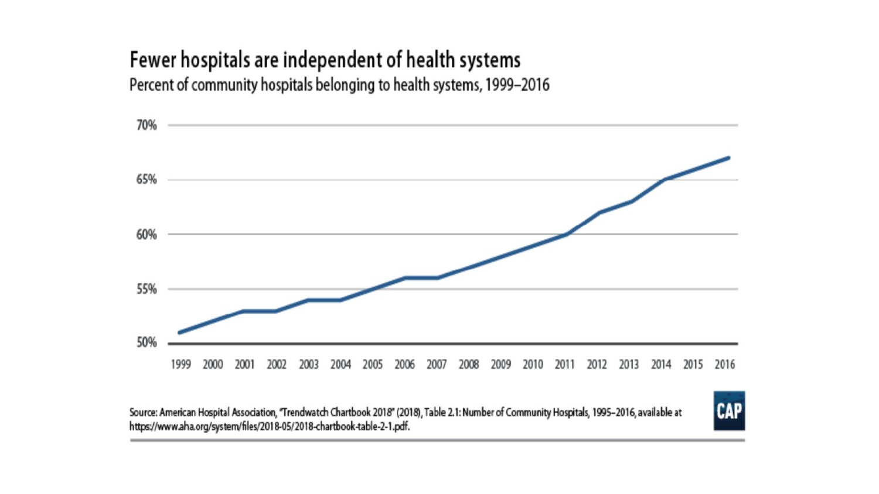## Fewer hospitals are independent of health systems

Percent of community hospitals belonging to health systems, 1999–2016

Source: American Hospital Association, "Trendwatch Chartbook 2018" (2018), Table 2.1: Number of Community Hospitals, 1995–2016, available at https://www.aha.org/system/files/2018-05/2018-chartbook-table-2-1.pdf.

CAP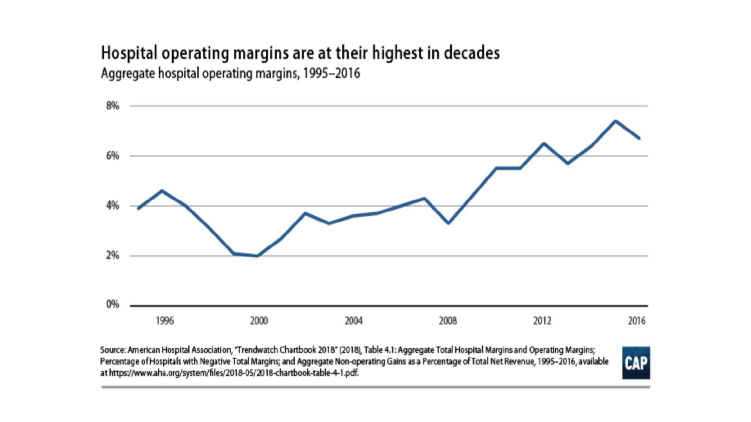## Hospital operating margins are at their highest in decades

Aggregate hospital operating margins, 1995–2016

8%

6%

4%

2%

0%

1996

2000

2004

2008

2012

2016

Source: American Hospital Association, "Trendwatch Chartbook 2018" (2018), Table 4.1: Aggregate Total Hospital Margins and Operating Margins; Percentage of Hospitals with Negative Total Margins; and Aggregate Non-operating Gains as a Percentage of Total Net Revenue, 1995–2016, available at https://www.aha.org/system/files/2018-05/2018-chartbook-table-4-1.pdf.

CAP